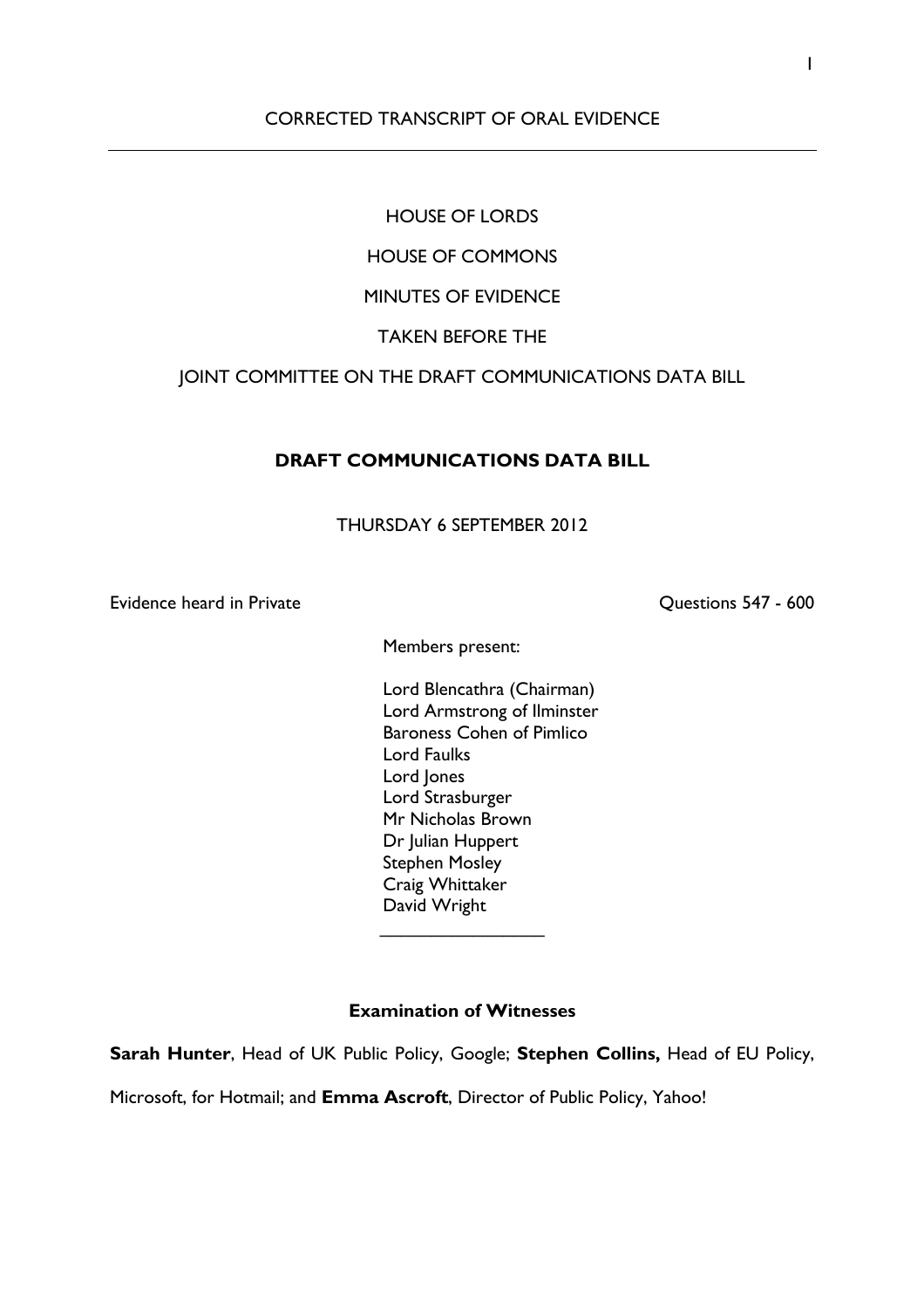CORRECTED TRANSCRIPT OF ORAL EVIDENCE

---

HOUSE OF LORDS

HOUSE OF COMMONS

MINUTES OF EVIDENCE

TAKEN BEFORE THE

JOINT COMMITTEE ON THE DRAFT COMMUNICATIONS DATA BILL

**DRAFT COMMUNICATIONS DATA BILL**

THURSDAY 6 SEPTEMBER 2012

Evidence heard in Private — Questions 547 - 600

Members present:

Lord Blencathra (Chairman)
Lord Armstrong of Ilminster
Baroness Cohen of Pimlico
Lord Faulks
Lord Jones
Lord Strasburger
Mr Nicholas Brown
Dr Julian Huppert
Stephen Mosley
Craig Whittaker
David Wright

---

**Examination of Witnesses**

**Sarah Hunter**, Head of UK Public Policy, Google; **Stephen Collins,** Head of EU Policy, Microsoft, for Hotmail; and **Emma Ascroft**, Director of Public Policy, Yahoo!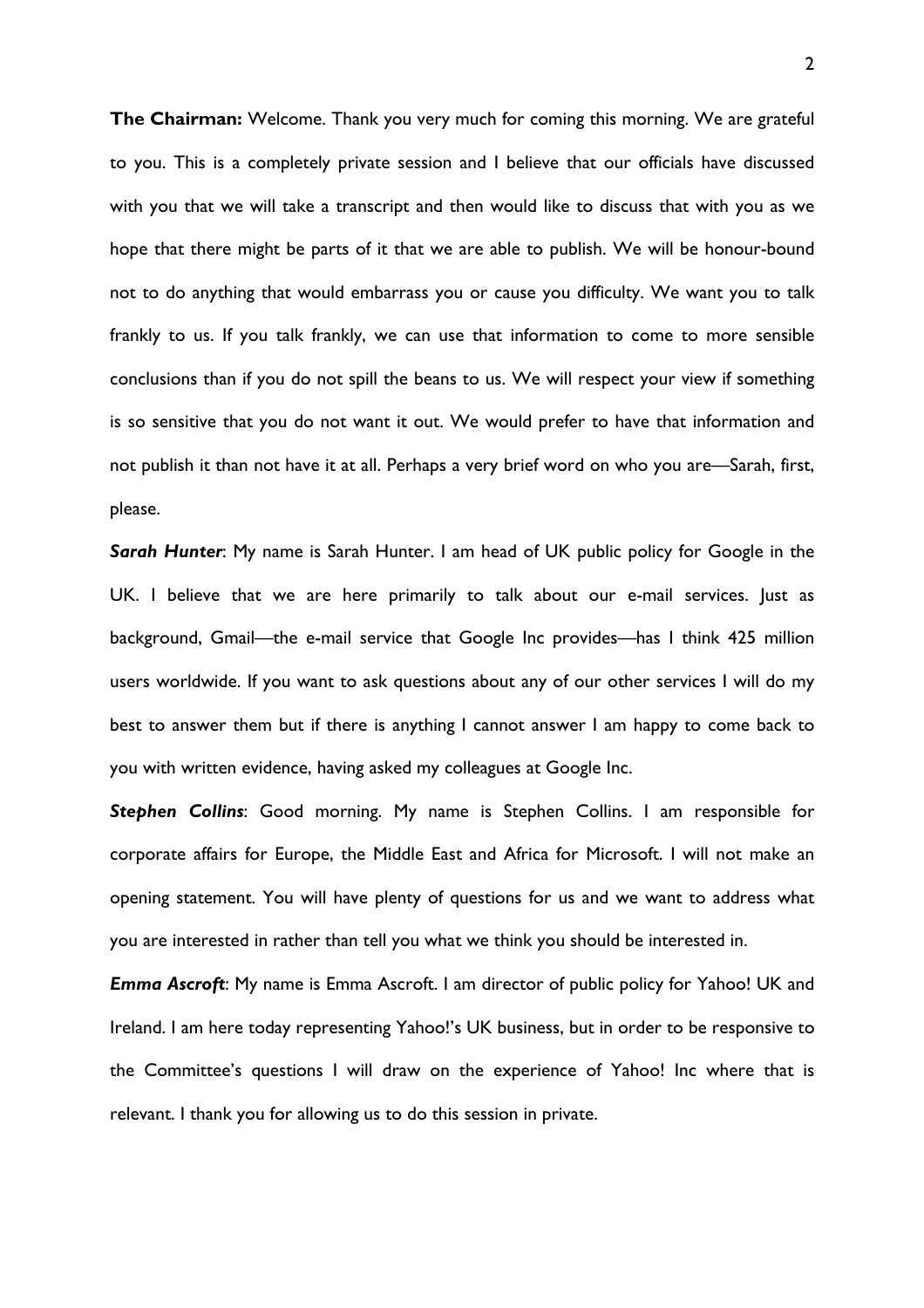**The Chairman:** Welcome. Thank you very much for coming this morning. We are grateful to you. This is a completely private session and I believe that our officials have discussed with you that we will take a transcript and then would like to discuss that with you as we hope that there might be parts of it that we are able to publish. We will be honour-bound not to do anything that would embarrass you or cause you difficulty. We want you to talk frankly to us. If you talk frankly, we can use that information to come to more sensible conclusions than if you do not spill the beans to us. We will respect your view if something is so sensitive that you do not want it out. We would prefer to have that information and not publish it than not have it at all. Perhaps a very brief word on who you are—Sarah, first, please.

***Sarah Hunter***: My name is Sarah Hunter. I am head of UK public policy for Google in the UK. I believe that we are here primarily to talk about our e-mail services. Just as background, Gmail—the e-mail service that Google Inc provides—has I think 425 million users worldwide. If you want to ask questions about any of our other services I will do my best to answer them but if there is anything I cannot answer I am happy to come back to you with written evidence, having asked my colleagues at Google Inc.

***Stephen Collins***: Good morning. My name is Stephen Collins. I am responsible for corporate affairs for Europe, the Middle East and Africa for Microsoft. I will not make an opening statement. You will have plenty of questions for us and we want to address what you are interested in rather than tell you what we think you should be interested in.

***Emma Ascroft***: My name is Emma Ascroft. I am director of public policy for Yahoo! UK and Ireland. I am here today representing Yahoo!'s UK business, but in order to be responsive to the Committee's questions I will draw on the experience of Yahoo! Inc where that is relevant. I thank you for allowing us to do this session in private.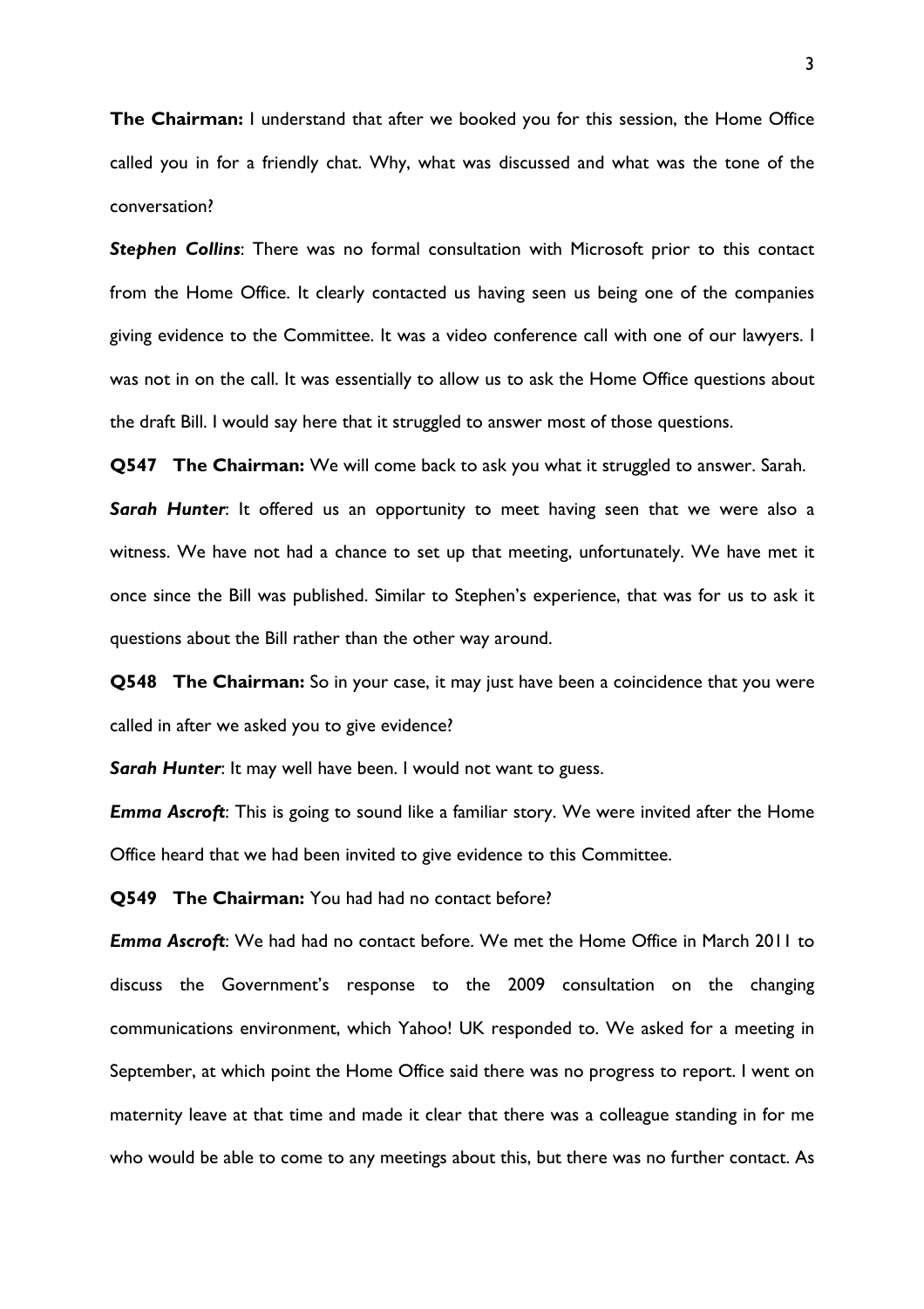**The Chairman:** I understand that after we booked you for this session, the Home Office called you in for a friendly chat. Why, what was discussed and what was the tone of the conversation?

***Stephen Collins***: There was no formal consultation with Microsoft prior to this contact from the Home Office. It clearly contacted us having seen us being one of the companies giving evidence to the Committee. It was a video conference call with one of our lawyers. I was not in on the call. It was essentially to allow us to ask the Home Office questions about the draft Bill. I would say here that it struggled to answer most of those questions.

**Q547 The Chairman:** We will come back to ask you what it struggled to answer. Sarah.

***Sarah Hunter***: It offered us an opportunity to meet having seen that we were also a witness. We have not had a chance to set up that meeting, unfortunately. We have met it once since the Bill was published. Similar to Stephen's experience, that was for us to ask it questions about the Bill rather than the other way around.

**Q548 The Chairman:** So in your case, it may just have been a coincidence that you were called in after we asked you to give evidence?

***Sarah Hunter***: It may well have been. I would not want to guess.

***Emma Ascroft***: This is going to sound like a familiar story. We were invited after the Home Office heard that we had been invited to give evidence to this Committee.

**Q549 The Chairman:** You had had no contact before?

***Emma Ascroft***: We had had no contact before. We met the Home Office in March 2011 to discuss the Government's response to the 2009 consultation on the changing communications environment, which Yahoo! UK responded to. We asked for a meeting in September, at which point the Home Office said there was no progress to report. I went on maternity leave at that time and made it clear that there was a colleague standing in for me who would be able to come to any meetings about this, but there was no further contact. As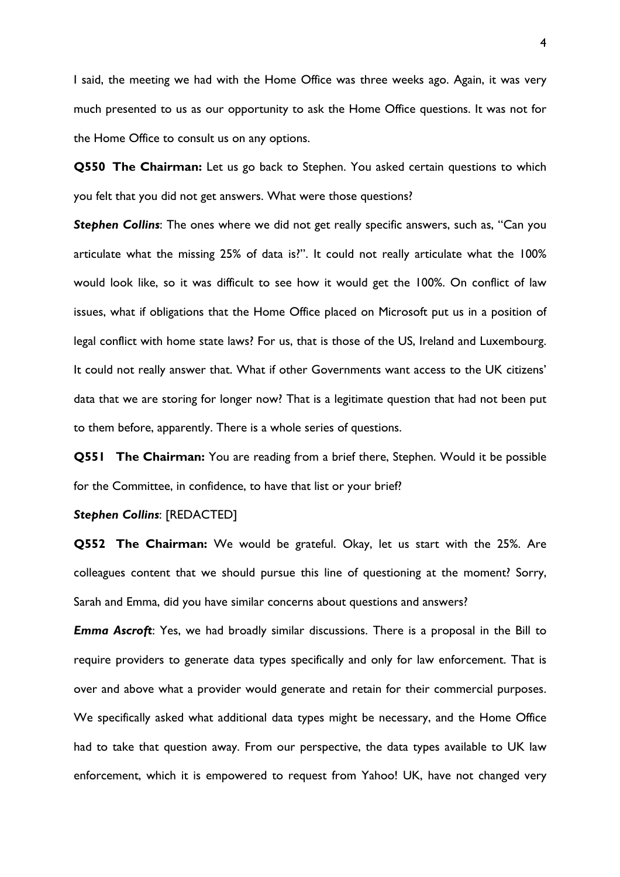I said, the meeting we had with the Home Office was three weeks ago. Again, it was very much presented to us as our opportunity to ask the Home Office questions. It was not for the Home Office to consult us on any options.

**Q550 The Chairman:** Let us go back to Stephen. You asked certain questions to which you felt that you did not get answers. What were those questions?

***Stephen Collins***: The ones where we did not get really specific answers, such as, "Can you articulate what the missing 25% of data is?". It could not really articulate what the 100% would look like, so it was difficult to see how it would get the 100%. On conflict of law issues, what if obligations that the Home Office placed on Microsoft put us in a position of legal conflict with home state laws? For us, that is those of the US, Ireland and Luxembourg. It could not really answer that. What if other Governments want access to the UK citizens' data that we are storing for longer now? That is a legitimate question that had not been put to them before, apparently. There is a whole series of questions.

**Q551 The Chairman:** You are reading from a brief there, Stephen. Would it be possible for the Committee, in confidence, to have that list or your brief?

***Stephen Collins***: [REDACTED]

**Q552 The Chairman:** We would be grateful. Okay, let us start with the 25%. Are colleagues content that we should pursue this line of questioning at the moment? Sorry, Sarah and Emma, did you have similar concerns about questions and answers?

***Emma Ascroft***: Yes, we had broadly similar discussions. There is a proposal in the Bill to require providers to generate data types specifically and only for law enforcement. That is over and above what a provider would generate and retain for their commercial purposes. We specifically asked what additional data types might be necessary, and the Home Office had to take that question away. From our perspective, the data types available to UK law enforcement, which it is empowered to request from Yahoo! UK, have not changed very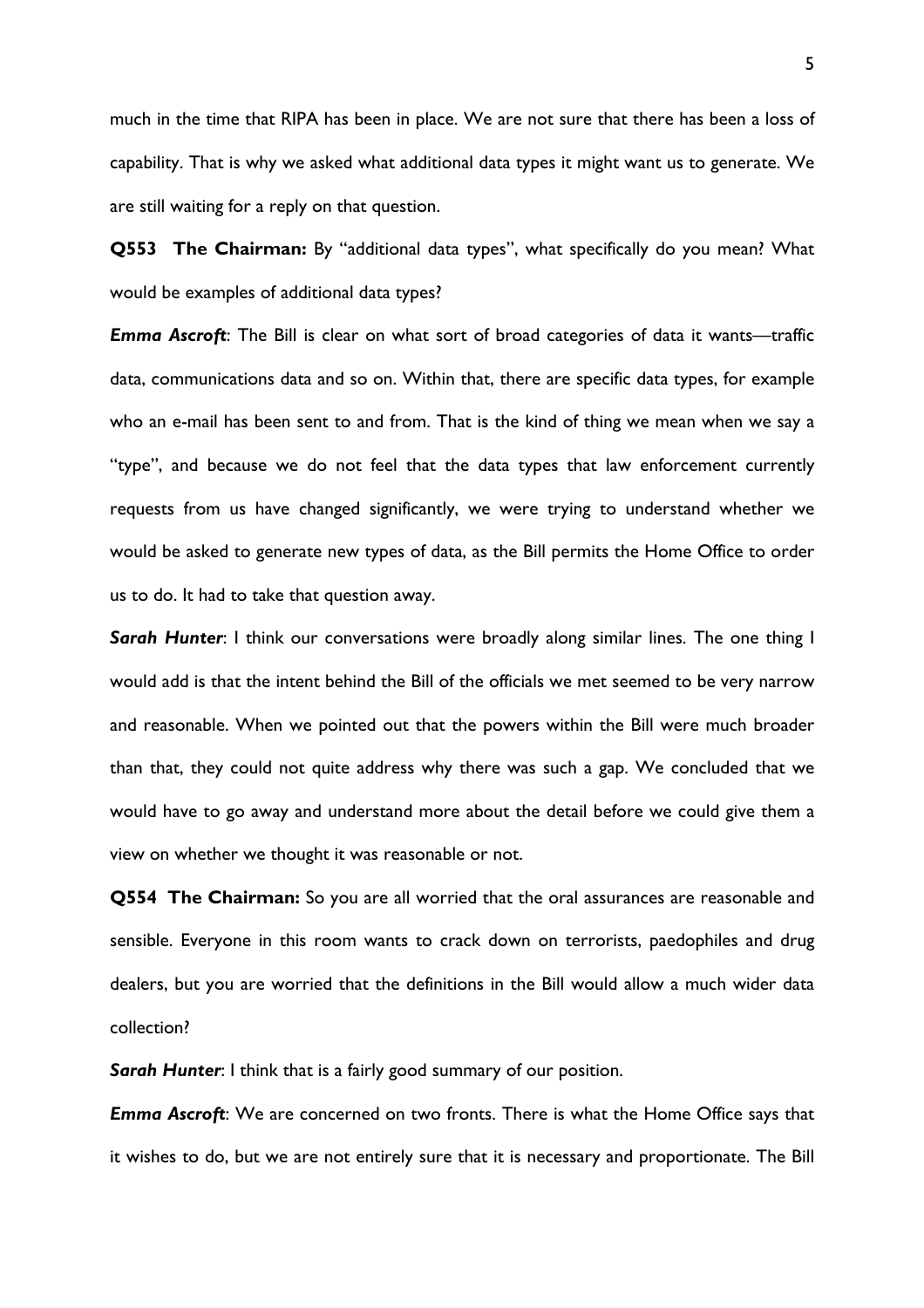much in the time that RIPA has been in place. We are not sure that there has been a loss of capability. That is why we asked what additional data types it might want us to generate. We are still waiting for a reply on that question.

**Q553 The Chairman:** By "additional data types", what specifically do you mean? What would be examples of additional data types?

***Emma Ascroft***: The Bill is clear on what sort of broad categories of data it wants—traffic data, communications data and so on. Within that, there are specific data types, for example who an e-mail has been sent to and from. That is the kind of thing we mean when we say a "type", and because we do not feel that the data types that law enforcement currently requests from us have changed significantly, we were trying to understand whether we would be asked to generate new types of data, as the Bill permits the Home Office to order us to do. It had to take that question away.

***Sarah Hunter***: I think our conversations were broadly along similar lines. The one thing I would add is that the intent behind the Bill of the officials we met seemed to be very narrow and reasonable. When we pointed out that the powers within the Bill were much broader than that, they could not quite address why there was such a gap. We concluded that we would have to go away and understand more about the detail before we could give them a view on whether we thought it was reasonable or not.

**Q554 The Chairman:** So you are all worried that the oral assurances are reasonable and sensible. Everyone in this room wants to crack down on terrorists, paedophiles and drug dealers, but you are worried that the definitions in the Bill would allow a much wider data collection?

***Sarah Hunter***: I think that is a fairly good summary of our position.

***Emma Ascroft***: We are concerned on two fronts. There is what the Home Office says that it wishes to do, but we are not entirely sure that it is necessary and proportionate. The Bill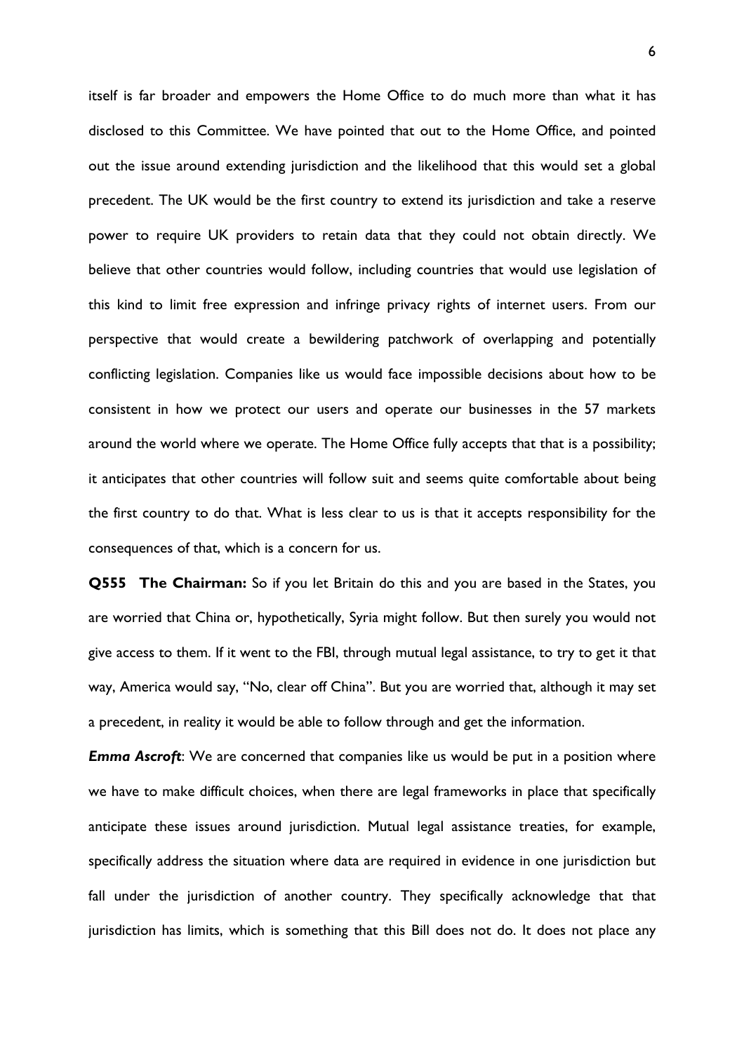itself is far broader and empowers the Home Office to do much more than what it has disclosed to this Committee. We have pointed that out to the Home Office, and pointed out the issue around extending jurisdiction and the likelihood that this would set a global precedent. The UK would be the first country to extend its jurisdiction and take a reserve power to require UK providers to retain data that they could not obtain directly. We believe that other countries would follow, including countries that would use legislation of this kind to limit free expression and infringe privacy rights of internet users. From our perspective that would create a bewildering patchwork of overlapping and potentially conflicting legislation. Companies like us would face impossible decisions about how to be consistent in how we protect our users and operate our businesses in the 57 markets around the world where we operate. The Home Office fully accepts that that is a possibility; it anticipates that other countries will follow suit and seems quite comfortable about being the first country to do that. What is less clear to us is that it accepts responsibility for the consequences of that, which is a concern for us.

**Q555 The Chairman:** So if you let Britain do this and you are based in the States, you are worried that China or, hypothetically, Syria might follow. But then surely you would not give access to them. If it went to the FBI, through mutual legal assistance, to try to get it that way, America would say, "No, clear off China". But you are worried that, although it may set a precedent, in reality it would be able to follow through and get the information.

***Emma Ascroft***: We are concerned that companies like us would be put in a position where we have to make difficult choices, when there are legal frameworks in place that specifically anticipate these issues around jurisdiction. Mutual legal assistance treaties, for example, specifically address the situation where data are required in evidence in one jurisdiction but fall under the jurisdiction of another country. They specifically acknowledge that that jurisdiction has limits, which is something that this Bill does not do. It does not place any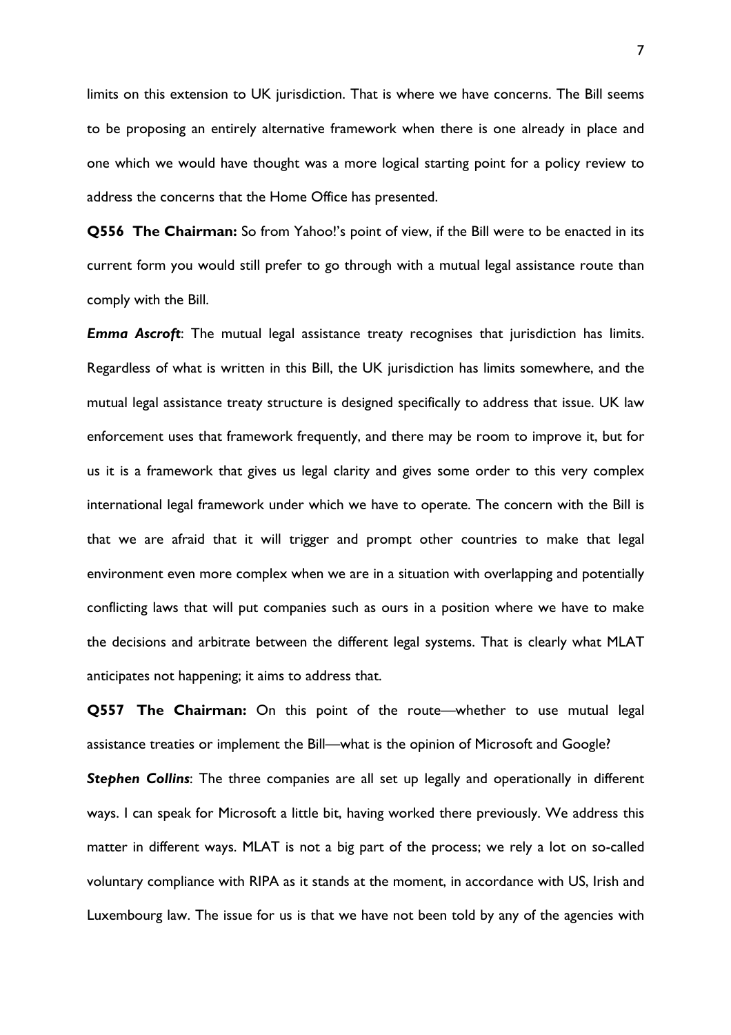limits on this extension to UK jurisdiction. That is where we have concerns. The Bill seems to be proposing an entirely alternative framework when there is one already in place and one which we would have thought was a more logical starting point for a policy review to address the concerns that the Home Office has presented.

**Q556 The Chairman:** So from Yahoo!'s point of view, if the Bill were to be enacted in its current form you would still prefer to go through with a mutual legal assistance route than comply with the Bill.

***Emma Ascroft***: The mutual legal assistance treaty recognises that jurisdiction has limits. Regardless of what is written in this Bill, the UK jurisdiction has limits somewhere, and the mutual legal assistance treaty structure is designed specifically to address that issue. UK law enforcement uses that framework frequently, and there may be room to improve it, but for us it is a framework that gives us legal clarity and gives some order to this very complex international legal framework under which we have to operate. The concern with the Bill is that we are afraid that it will trigger and prompt other countries to make that legal environment even more complex when we are in a situation with overlapping and potentially conflicting laws that will put companies such as ours in a position where we have to make the decisions and arbitrate between the different legal systems. That is clearly what MLAT anticipates not happening; it aims to address that.

**Q557 The Chairman:** On this point of the route—whether to use mutual legal assistance treaties or implement the Bill—what is the opinion of Microsoft and Google?

***Stephen Collins***: The three companies are all set up legally and operationally in different ways. I can speak for Microsoft a little bit, having worked there previously. We address this matter in different ways. MLAT is not a big part of the process; we rely a lot on so-called voluntary compliance with RIPA as it stands at the moment, in accordance with US, Irish and Luxembourg law. The issue for us is that we have not been told by any of the agencies with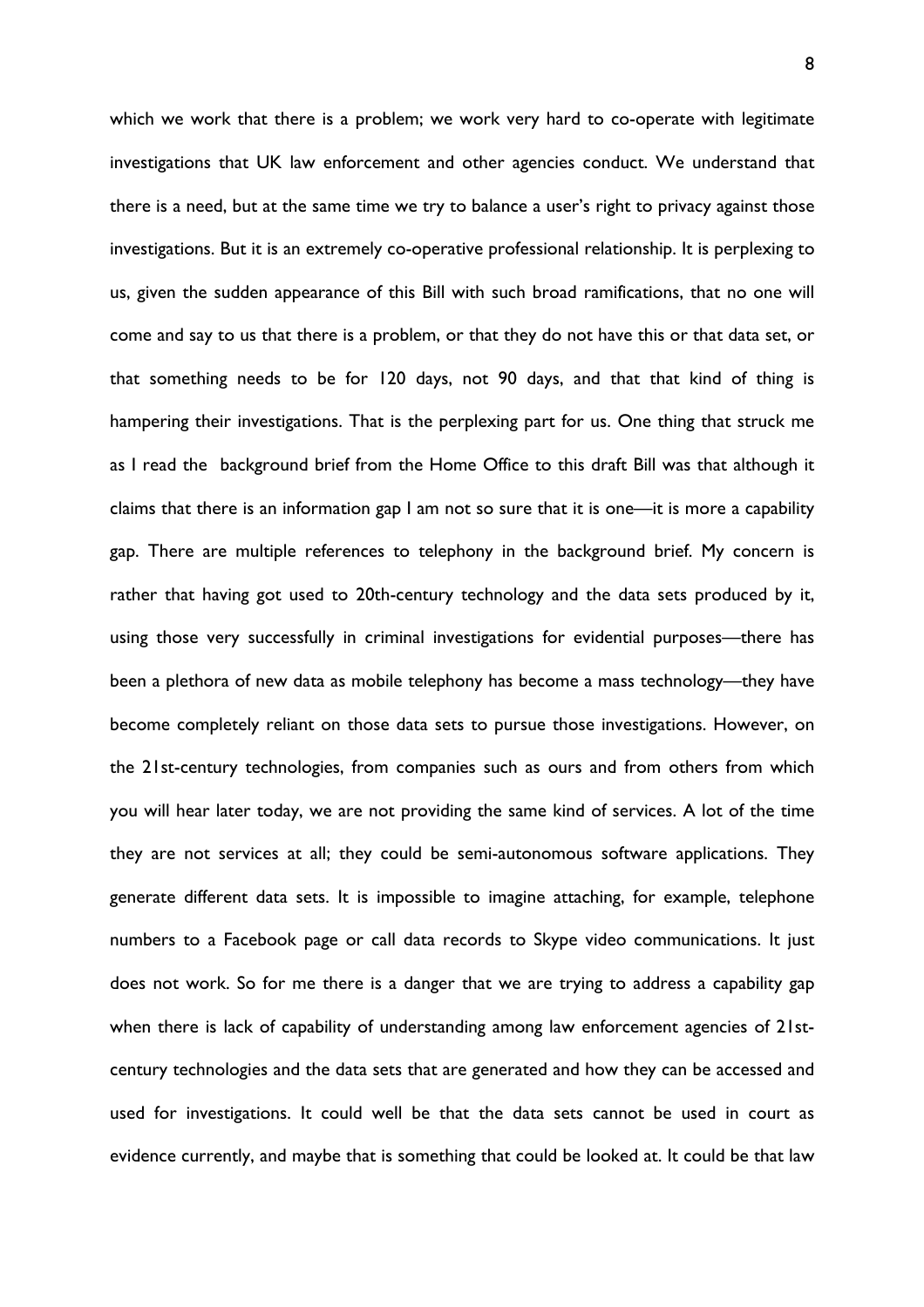which we work that there is a problem; we work very hard to co-operate with legitimate investigations that UK law enforcement and other agencies conduct. We understand that there is a need, but at the same time we try to balance a user's right to privacy against those investigations. But it is an extremely co-operative professional relationship. It is perplexing to us, given the sudden appearance of this Bill with such broad ramifications, that no one will come and say to us that there is a problem, or that they do not have this or that data set, or that something needs to be for 120 days, not 90 days, and that that kind of thing is hampering their investigations. That is the perplexing part for us. One thing that struck me as I read the background brief from the Home Office to this draft Bill was that although it claims that there is an information gap I am not so sure that it is one—it is more a capability gap. There are multiple references to telephony in the background brief. My concern is rather that having got used to 20th-century technology and the data sets produced by it, using those very successfully in criminal investigations for evidential purposes—there has been a plethora of new data as mobile telephony has become a mass technology—they have become completely reliant on those data sets to pursue those investigations. However, on the 21st-century technologies, from companies such as ours and from others from which you will hear later today, we are not providing the same kind of services. A lot of the time they are not services at all; they could be semi-autonomous software applications. They generate different data sets. It is impossible to imagine attaching, for example, telephone numbers to a Facebook page or call data records to Skype video communications. It just does not work. So for me there is a danger that we are trying to address a capability gap when there is lack of capability of understanding among law enforcement agencies of 21st-century technologies and the data sets that are generated and how they can be accessed and used for investigations. It could well be that the data sets cannot be used in court as evidence currently, and maybe that is something that could be looked at. It could be that law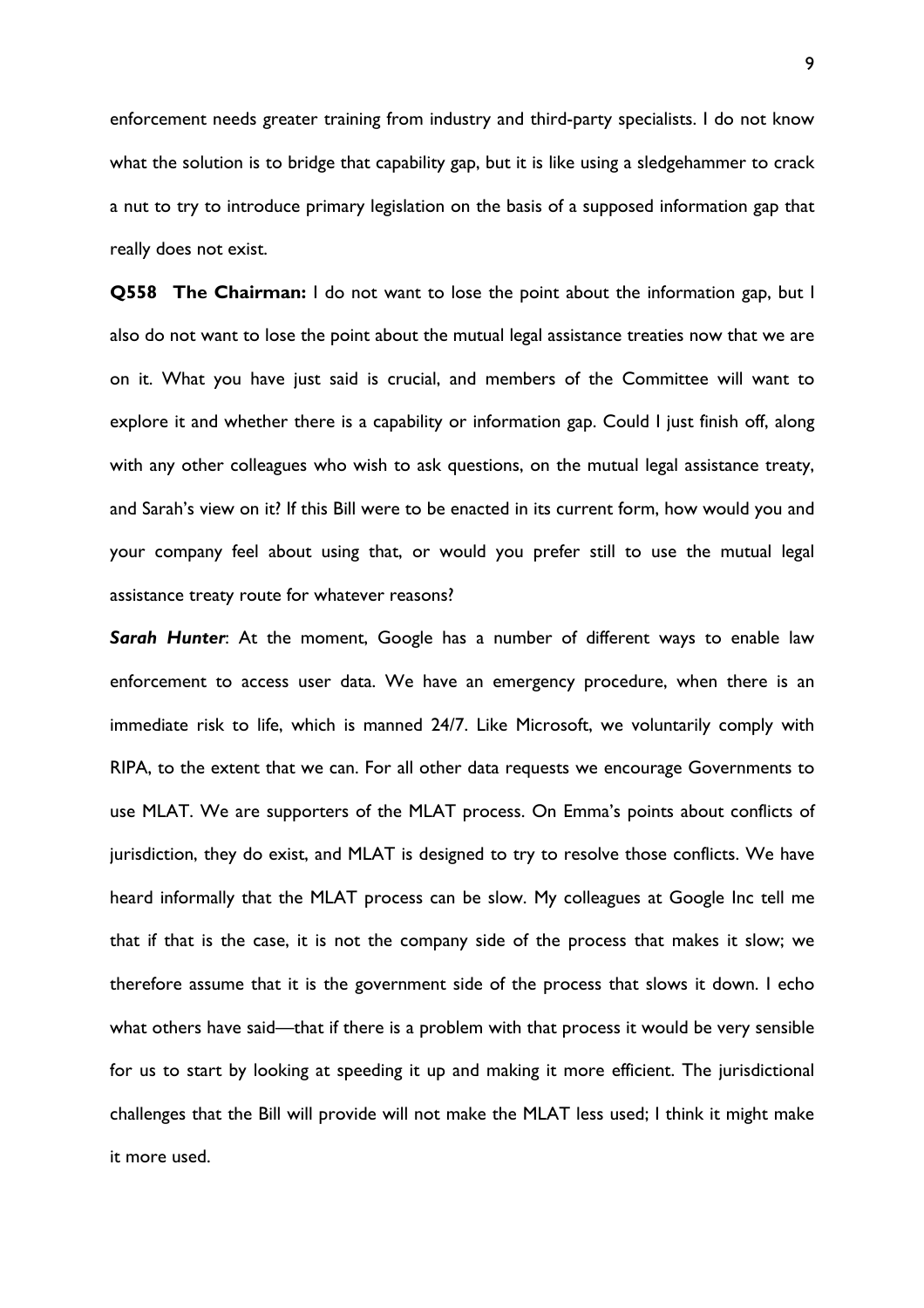enforcement needs greater training from industry and third-party specialists. I do not know what the solution is to bridge that capability gap, but it is like using a sledgehammer to crack a nut to try to introduce primary legislation on the basis of a supposed information gap that really does not exist.

**Q558 The Chairman:** I do not want to lose the point about the information gap, but I also do not want to lose the point about the mutual legal assistance treaties now that we are on it. What you have just said is crucial, and members of the Committee will want to explore it and whether there is a capability or information gap. Could I just finish off, along with any other colleagues who wish to ask questions, on the mutual legal assistance treaty, and Sarah's view on it? If this Bill were to be enacted in its current form, how would you and your company feel about using that, or would you prefer still to use the mutual legal assistance treaty route for whatever reasons?

***Sarah Hunter***: At the moment, Google has a number of different ways to enable law enforcement to access user data. We have an emergency procedure, when there is an immediate risk to life, which is manned 24/7. Like Microsoft, we voluntarily comply with RIPA, to the extent that we can. For all other data requests we encourage Governments to use MLAT. We are supporters of the MLAT process. On Emma's points about conflicts of jurisdiction, they do exist, and MLAT is designed to try to resolve those conflicts. We have heard informally that the MLAT process can be slow. My colleagues at Google Inc tell me that if that is the case, it is not the company side of the process that makes it slow; we therefore assume that it is the government side of the process that slows it down. I echo what others have said—that if there is a problem with that process it would be very sensible for us to start by looking at speeding it up and making it more efficient. The jurisdictional challenges that the Bill will provide will not make the MLAT less used; I think it might make it more used.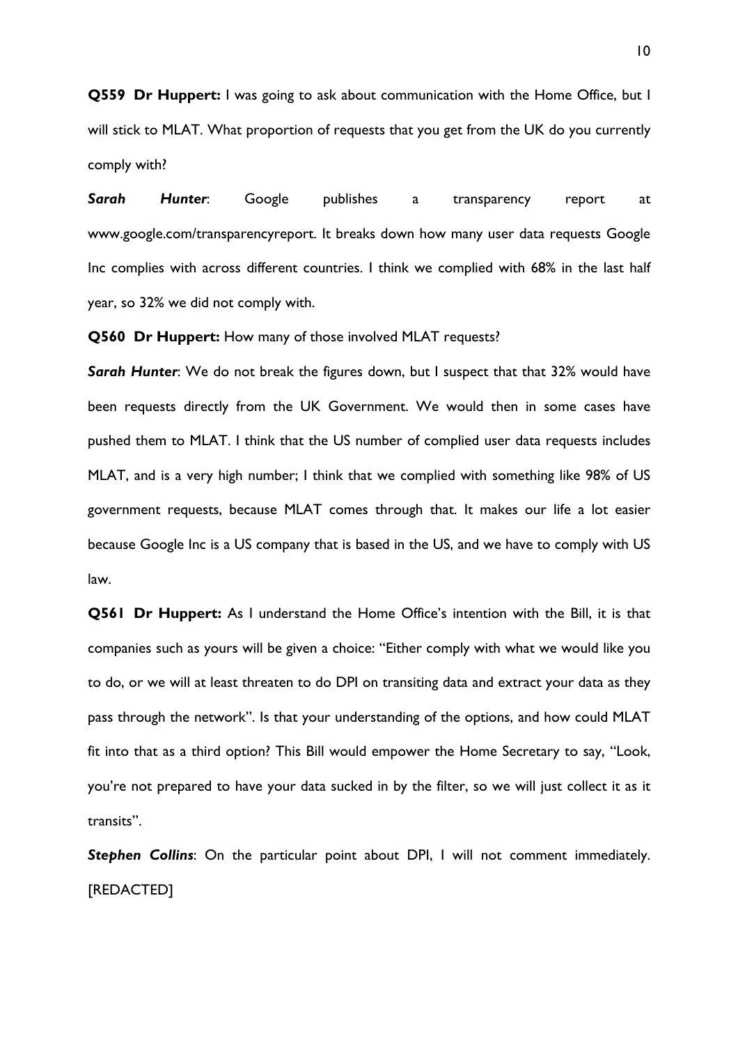**Q559 Dr Huppert:** I was going to ask about communication with the Home Office, but I will stick to MLAT. What proportion of requests that you get from the UK do you currently comply with?

***Sarah Hunter***: Google publishes a transparency report at www.google.com/transparencyreport. It breaks down how many user data requests Google Inc complies with across different countries. I think we complied with 68% in the last half year, so 32% we did not comply with.

**Q560 Dr Huppert:** How many of those involved MLAT requests?

***Sarah Hunter***: We do not break the figures down, but I suspect that that 32% would have been requests directly from the UK Government. We would then in some cases have pushed them to MLAT. I think that the US number of complied user data requests includes MLAT, and is a very high number; I think that we complied with something like 98% of US government requests, because MLAT comes through that. It makes our life a lot easier because Google Inc is a US company that is based in the US, and we have to comply with US law.

**Q561 Dr Huppert:** As I understand the Home Office's intention with the Bill, it is that companies such as yours will be given a choice: "Either comply with what we would like you to do, or we will at least threaten to do DPI on transiting data and extract your data as they pass through the network". Is that your understanding of the options, and how could MLAT fit into that as a third option? This Bill would empower the Home Secretary to say, "Look, you're not prepared to have your data sucked in by the filter, so we will just collect it as it transits".

***Stephen Collins***: On the particular point about DPI, I will not comment immediately. [REDACTED]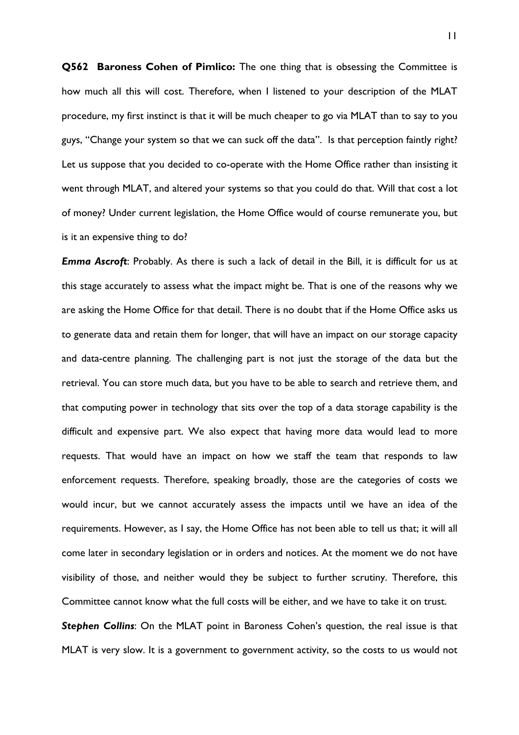**Q562 Baroness Cohen of Pimlico:** The one thing that is obsessing the Committee is how much all this will cost. Therefore, when I listened to your description of the MLAT procedure, my first instinct is that it will be much cheaper to go via MLAT than to say to you guys, "Change your system so that we can suck off the data". Is that perception faintly right? Let us suppose that you decided to co-operate with the Home Office rather than insisting it went through MLAT, and altered your systems so that you could do that. Will that cost a lot of money? Under current legislation, the Home Office would of course remunerate you, but is it an expensive thing to do?

***Emma Ascroft***: Probably. As there is such a lack of detail in the Bill, it is difficult for us at this stage accurately to assess what the impact might be. That is one of the reasons why we are asking the Home Office for that detail. There is no doubt that if the Home Office asks us to generate data and retain them for longer, that will have an impact on our storage capacity and data-centre planning. The challenging part is not just the storage of the data but the retrieval. You can store much data, but you have to be able to search and retrieve them, and that computing power in technology that sits over the top of a data storage capability is the difficult and expensive part. We also expect that having more data would lead to more requests. That would have an impact on how we staff the team that responds to law enforcement requests. Therefore, speaking broadly, those are the categories of costs we would incur, but we cannot accurately assess the impacts until we have an idea of the requirements. However, as I say, the Home Office has not been able to tell us that; it will all come later in secondary legislation or in orders and notices. At the moment we do not have visibility of those, and neither would they be subject to further scrutiny. Therefore, this Committee cannot know what the full costs will be either, and we have to take it on trust.

***Stephen Collins***: On the MLAT point in Baroness Cohen's question, the real issue is that MLAT is very slow. It is a government to government activity, so the costs to us would not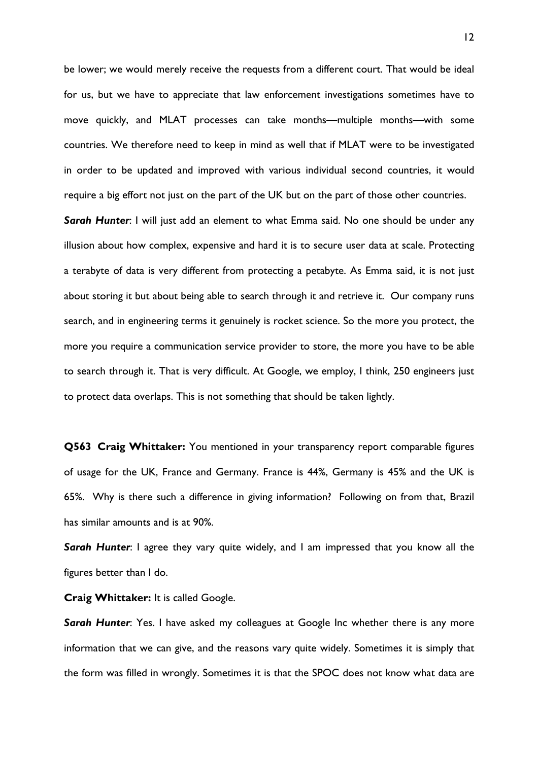be lower; we would merely receive the requests from a different court. That would be ideal for us, but we have to appreciate that law enforcement investigations sometimes have to move quickly, and MLAT processes can take months—multiple months—with some countries. We therefore need to keep in mind as well that if MLAT were to be investigated in order to be updated and improved with various individual second countries, it would require a big effort not just on the part of the UK but on the part of those other countries.

***Sarah Hunter***: I will just add an element to what Emma said. No one should be under any illusion about how complex, expensive and hard it is to secure user data at scale. Protecting a terabyte of data is very different from protecting a petabyte. As Emma said, it is not just about storing it but about being able to search through it and retrieve it. Our company runs search, and in engineering terms it genuinely is rocket science. So the more you protect, the more you require a communication service provider to store, the more you have to be able to search through it. That is very difficult. At Google, we employ, I think, 250 engineers just to protect data overlaps. This is not something that should be taken lightly.

**Q563 Craig Whittaker:** You mentioned in your transparency report comparable figures of usage for the UK, France and Germany. France is 44%, Germany is 45% and the UK is 65%. Why is there such a difference in giving information? Following on from that, Brazil has similar amounts and is at 90%.

***Sarah Hunter***: I agree they vary quite widely, and I am impressed that you know all the figures better than I do.

**Craig Whittaker:** It is called Google.

***Sarah Hunter***: Yes. I have asked my colleagues at Google Inc whether there is any more information that we can give, and the reasons vary quite widely. Sometimes it is simply that the form was filled in wrongly. Sometimes it is that the SPOC does not know what data are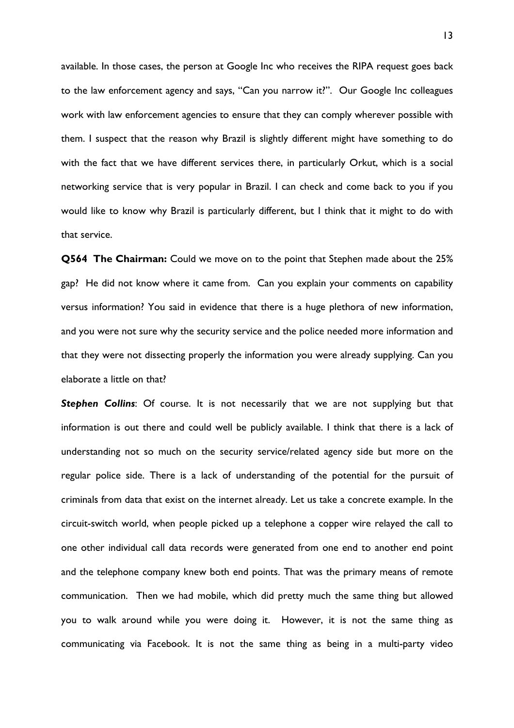available. In those cases, the person at Google Inc who receives the RIPA request goes back to the law enforcement agency and says, "Can you narrow it?". Our Google Inc colleagues work with law enforcement agencies to ensure that they can comply wherever possible with them. I suspect that the reason why Brazil is slightly different might have something to do with the fact that we have different services there, in particularly Orkut, which is a social networking service that is very popular in Brazil. I can check and come back to you if you would like to know why Brazil is particularly different, but I think that it might to do with that service.

**Q564 The Chairman:** Could we move on to the point that Stephen made about the 25% gap? He did not know where it came from. Can you explain your comments on capability versus information? You said in evidence that there is a huge plethora of new information, and you were not sure why the security service and the police needed more information and that they were not dissecting properly the information you were already supplying. Can you elaborate a little on that?

***Stephen Collins***: Of course. It is not necessarily that we are not supplying but that information is out there and could well be publicly available. I think that there is a lack of understanding not so much on the security service/related agency side but more on the regular police side. There is a lack of understanding of the potential for the pursuit of criminals from data that exist on the internet already. Let us take a concrete example. In the circuit-switch world, when people picked up a telephone a copper wire relayed the call to one other individual call data records were generated from one end to another end point and the telephone company knew both end points. That was the primary means of remote communication. Then we had mobile, which did pretty much the same thing but allowed you to walk around while you were doing it. However, it is not the same thing as communicating via Facebook. It is not the same thing as being in a multi-party video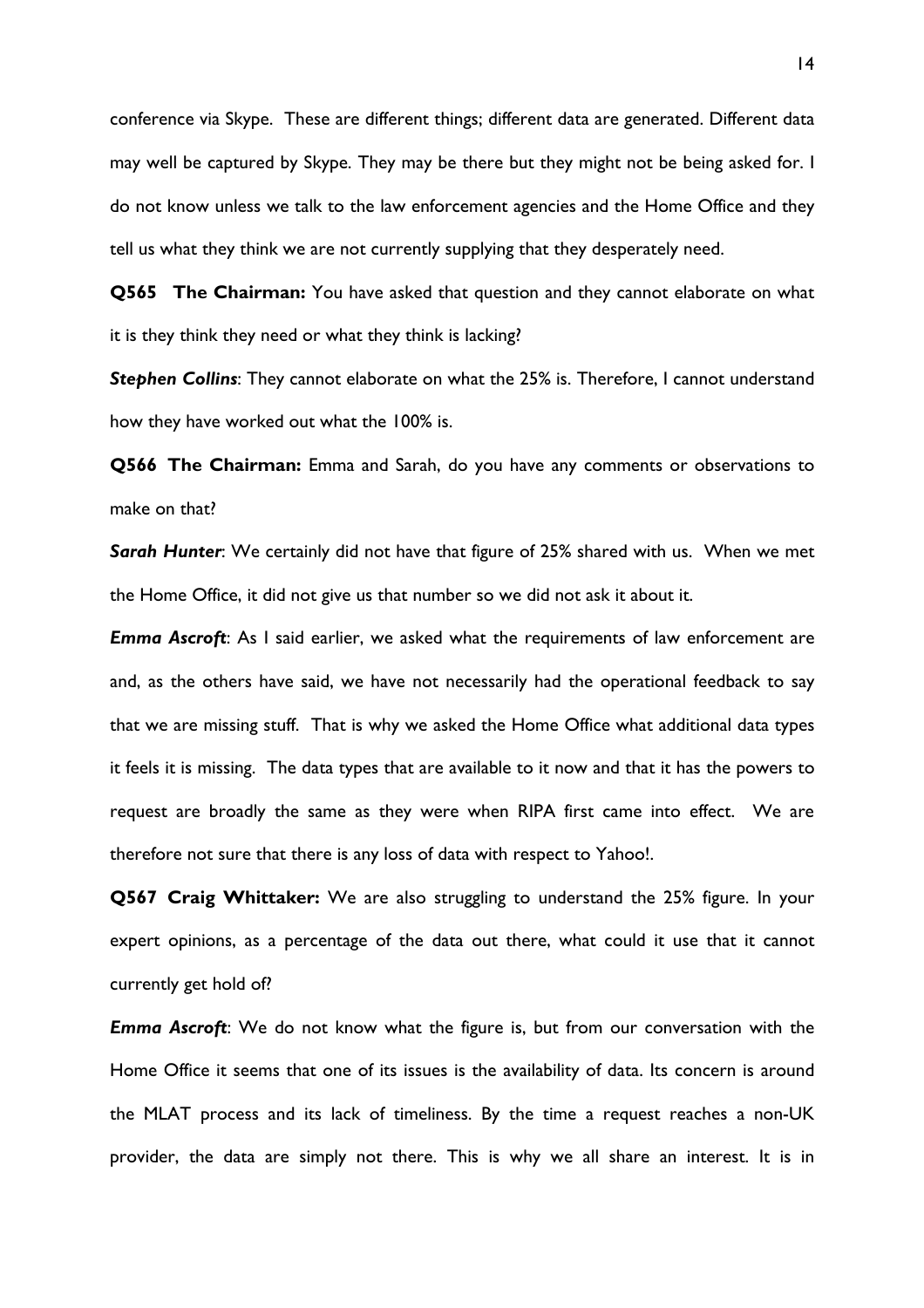conference via Skype. These are different things; different data are generated. Different data may well be captured by Skype. They may be there but they might not be being asked for. I do not know unless we talk to the law enforcement agencies and the Home Office and they tell us what they think we are not currently supplying that they desperately need.

**Q565 The Chairman:** You have asked that question and they cannot elaborate on what it is they think they need or what they think is lacking?

***Stephen Collins***: They cannot elaborate on what the 25% is. Therefore, I cannot understand how they have worked out what the 100% is.

**Q566 The Chairman:** Emma and Sarah, do you have any comments or observations to make on that?

***Sarah Hunter***: We certainly did not have that figure of 25% shared with us. When we met the Home Office, it did not give us that number so we did not ask it about it.

***Emma Ascroft***: As I said earlier, we asked what the requirements of law enforcement are and, as the others have said, we have not necessarily had the operational feedback to say that we are missing stuff. That is why we asked the Home Office what additional data types it feels it is missing. The data types that are available to it now and that it has the powers to request are broadly the same as they were when RIPA first came into effect. We are therefore not sure that there is any loss of data with respect to Yahoo!.

**Q567 Craig Whittaker:** We are also struggling to understand the 25% figure. In your expert opinions, as a percentage of the data out there, what could it use that it cannot currently get hold of?

***Emma Ascroft***: We do not know what the figure is, but from our conversation with the Home Office it seems that one of its issues is the availability of data. Its concern is around the MLAT process and its lack of timeliness. By the time a request reaches a non-UK provider, the data are simply not there. This is why we all share an interest. It is in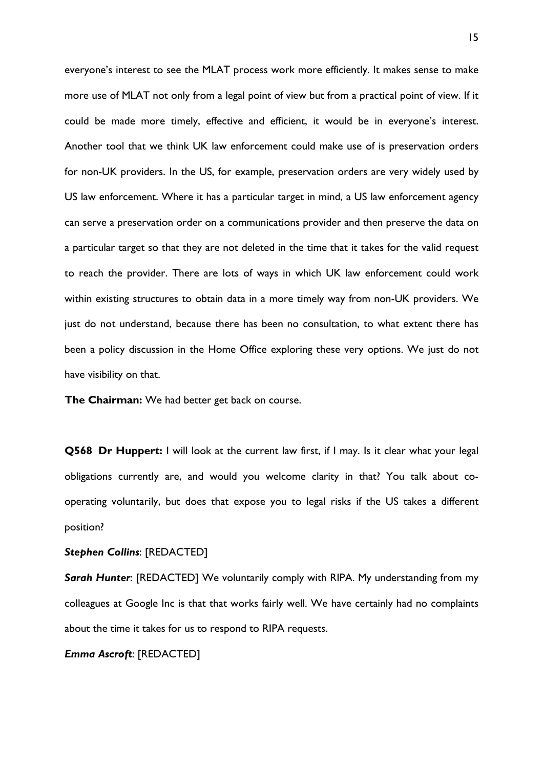everyone's interest to see the MLAT process work more efficiently. It makes sense to make more use of MLAT not only from a legal point of view but from a practical point of view. If it could be made more timely, effective and efficient, it would be in everyone's interest. Another tool that we think UK law enforcement could make use of is preservation orders for non-UK providers. In the US, for example, preservation orders are very widely used by US law enforcement. Where it has a particular target in mind, a US law enforcement agency can serve a preservation order on a communications provider and then preserve the data on a particular target so that they are not deleted in the time that it takes for the valid request to reach the provider. There are lots of ways in which UK law enforcement could work within existing structures to obtain data in a more timely way from non-UK providers. We just do not understand, because there has been no consultation, to what extent there has been a policy discussion in the Home Office exploring these very options. We just do not have visibility on that.

**The Chairman:** We had better get back on course.

**Q568 Dr Huppert:** I will look at the current law first, if I may. Is it clear what your legal obligations currently are, and would you welcome clarity in that? You talk about co-operating voluntarily, but does that expose you to legal risks if the US takes a different position?

***Stephen Collins***: [REDACTED]

***Sarah Hunter***: [REDACTED] We voluntarily comply with RIPA. My understanding from my colleagues at Google Inc is that that works fairly well. We have certainly had no complaints about the time it takes for us to respond to RIPA requests.

***Emma Ascroft***: [REDACTED]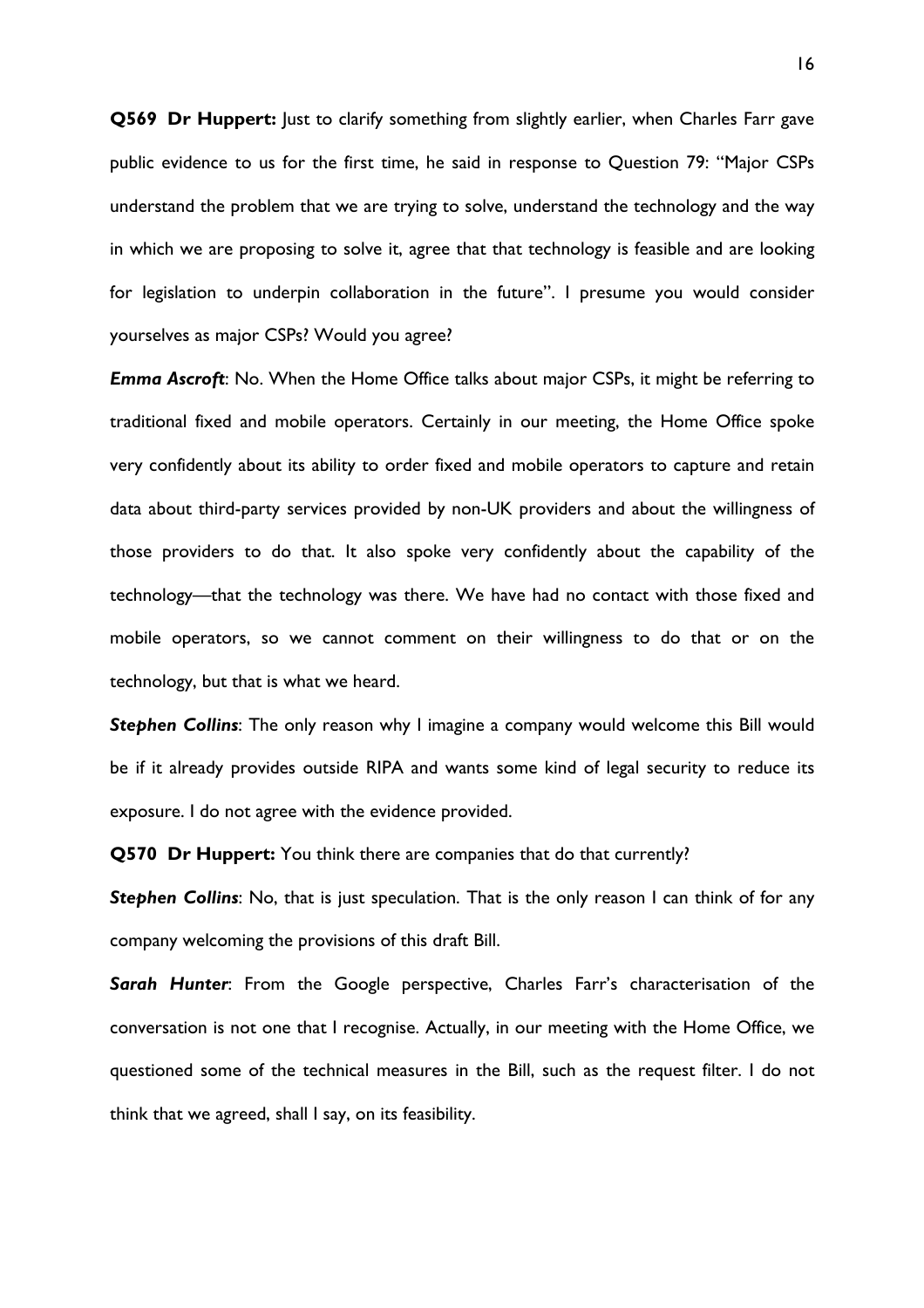**Q569 Dr Huppert:** Just to clarify something from slightly earlier, when Charles Farr gave public evidence to us for the first time, he said in response to Question 79: "Major CSPs understand the problem that we are trying to solve, understand the technology and the way in which we are proposing to solve it, agree that that technology is feasible and are looking for legislation to underpin collaboration in the future". I presume you would consider yourselves as major CSPs? Would you agree?

***Emma Ascroft***: No. When the Home Office talks about major CSPs, it might be referring to traditional fixed and mobile operators. Certainly in our meeting, the Home Office spoke very confidently about its ability to order fixed and mobile operators to capture and retain data about third-party services provided by non-UK providers and about the willingness of those providers to do that. It also spoke very confidently about the capability of the technology—that the technology was there. We have had no contact with those fixed and mobile operators, so we cannot comment on their willingness to do that or on the technology, but that is what we heard.

***Stephen Collins***: The only reason why I imagine a company would welcome this Bill would be if it already provides outside RIPA and wants some kind of legal security to reduce its exposure. I do not agree with the evidence provided.

**Q570 Dr Huppert:** You think there are companies that do that currently?

***Stephen Collins***: No, that is just speculation. That is the only reason I can think of for any company welcoming the provisions of this draft Bill.

***Sarah Hunter***: From the Google perspective, Charles Farr's characterisation of the conversation is not one that I recognise. Actually, in our meeting with the Home Office, we questioned some of the technical measures in the Bill, such as the request filter. I do not think that we agreed, shall I say, on its feasibility.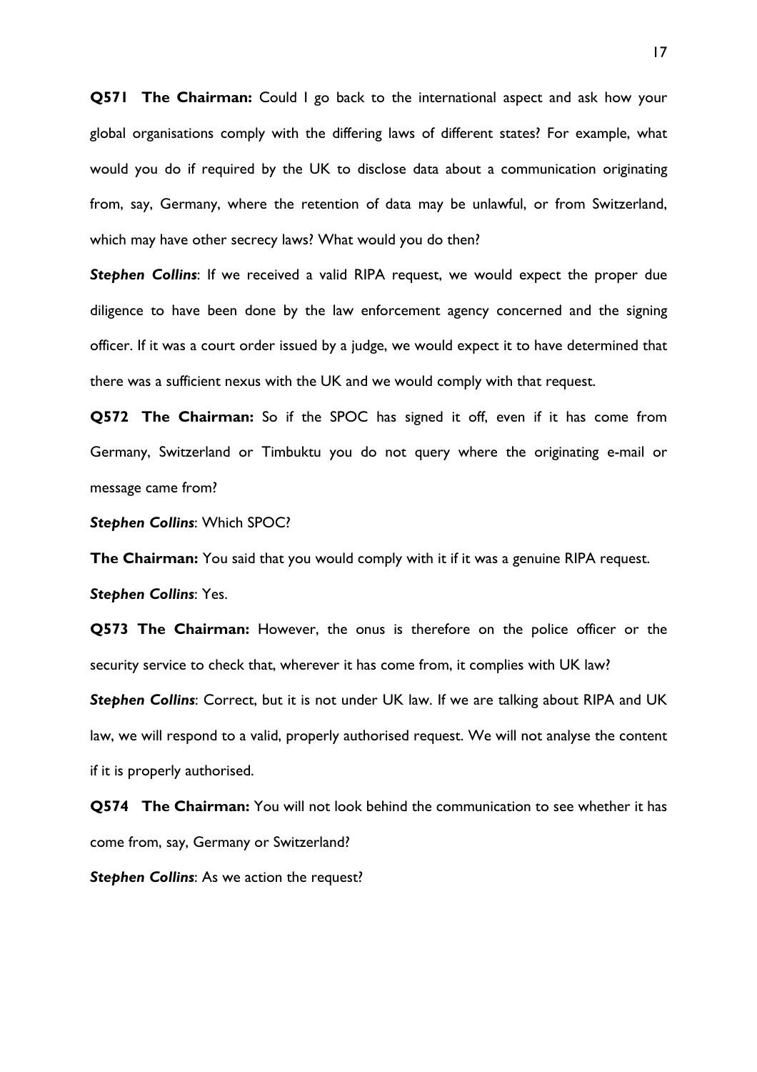**Q571 The Chairman:** Could I go back to the international aspect and ask how your global organisations comply with the differing laws of different states? For example, what would you do if required by the UK to disclose data about a communication originating from, say, Germany, where the retention of data may be unlawful, or from Switzerland, which may have other secrecy laws? What would you do then?

***Stephen Collins***: If we received a valid RIPA request, we would expect the proper due diligence to have been done by the law enforcement agency concerned and the signing officer. If it was a court order issued by a judge, we would expect it to have determined that there was a sufficient nexus with the UK and we would comply with that request.

**Q572 The Chairman:** So if the SPOC has signed it off, even if it has come from Germany, Switzerland or Timbuktu you do not query where the originating e-mail or message came from?

***Stephen Collins***: Which SPOC?

**The Chairman:** You said that you would comply with it if it was a genuine RIPA request.

***Stephen Collins***: Yes.

**Q573 The Chairman:** However, the onus is therefore on the police officer or the security service to check that, wherever it has come from, it complies with UK law?

***Stephen Collins***: Correct, but it is not under UK law. If we are talking about RIPA and UK law, we will respond to a valid, properly authorised request. We will not analyse the content if it is properly authorised.

**Q574 The Chairman:** You will not look behind the communication to see whether it has come from, say, Germany or Switzerland?

***Stephen Collins***: As we action the request?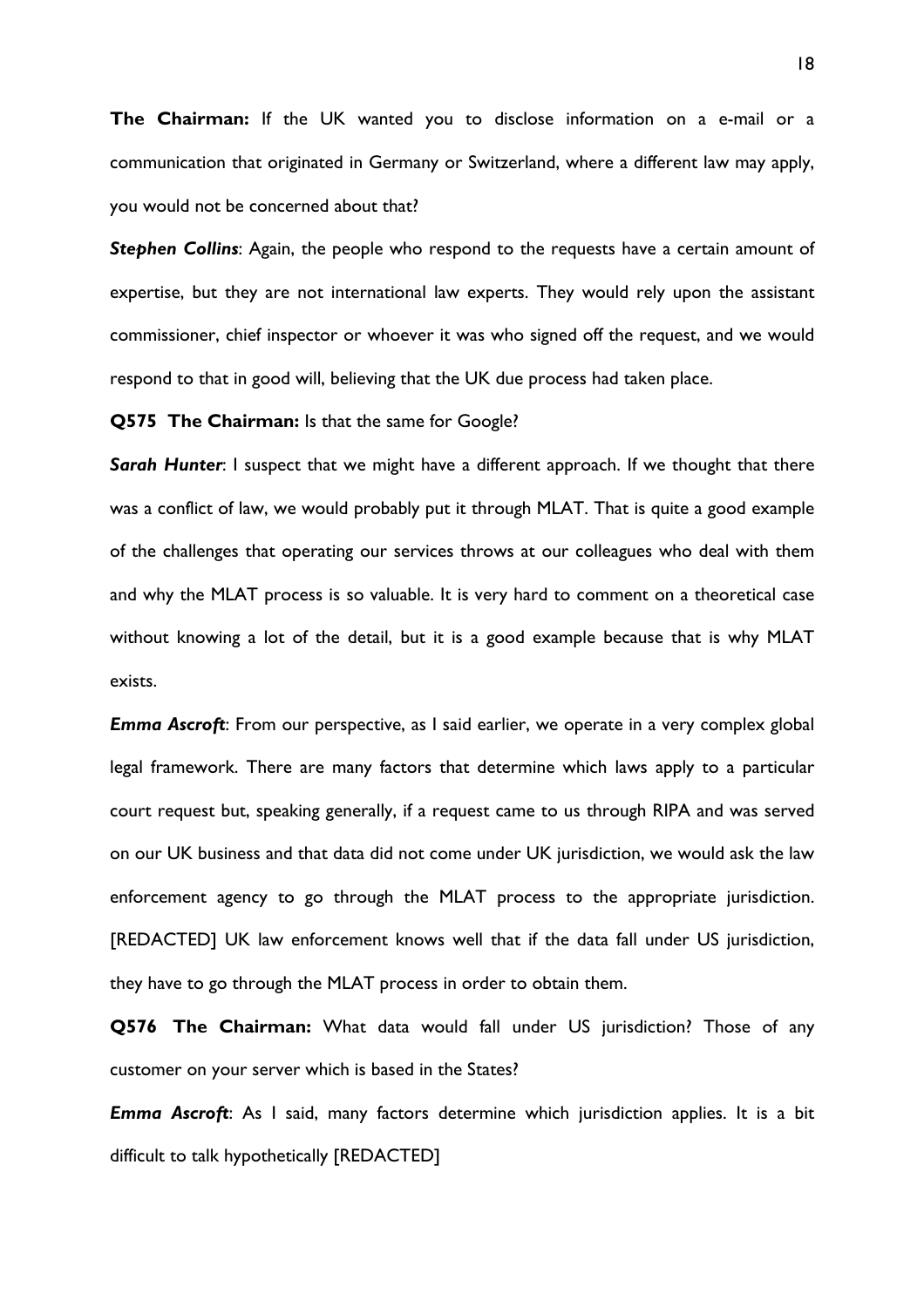**The Chairman:** If the UK wanted you to disclose information on a e-mail or a communication that originated in Germany or Switzerland, where a different law may apply, you would not be concerned about that?

***Stephen Collins***: Again, the people who respond to the requests have a certain amount of expertise, but they are not international law experts. They would rely upon the assistant commissioner, chief inspector or whoever it was who signed off the request, and we would respond to that in good will, believing that the UK due process had taken place.

**Q575 The Chairman:** Is that the same for Google?

***Sarah Hunter***: I suspect that we might have a different approach. If we thought that there was a conflict of law, we would probably put it through MLAT. That is quite a good example of the challenges that operating our services throws at our colleagues who deal with them and why the MLAT process is so valuable. It is very hard to comment on a theoretical case without knowing a lot of the detail, but it is a good example because that is why MLAT exists.

***Emma Ascroft***: From our perspective, as I said earlier, we operate in a very complex global legal framework. There are many factors that determine which laws apply to a particular court request but, speaking generally, if a request came to us through RIPA and was served on our UK business and that data did not come under UK jurisdiction, we would ask the law enforcement agency to go through the MLAT process to the appropriate jurisdiction. [REDACTED] UK law enforcement knows well that if the data fall under US jurisdiction, they have to go through the MLAT process in order to obtain them.

**Q576 The Chairman:** What data would fall under US jurisdiction? Those of any customer on your server which is based in the States?

***Emma Ascroft***: As I said, many factors determine which jurisdiction applies. It is a bit difficult to talk hypothetically [REDACTED]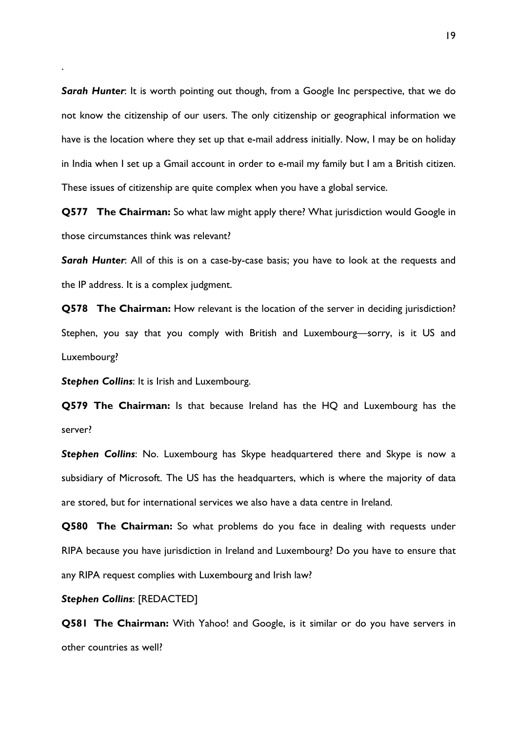.

***Sarah Hunter***: It is worth pointing out though, from a Google Inc perspective, that we do not know the citizenship of our users. The only citizenship or geographical information we have is the location where they set up that e-mail address initially. Now, I may be on holiday in India when I set up a Gmail account in order to e-mail my family but I am a British citizen. These issues of citizenship are quite complex when you have a global service.

**Q577 The Chairman:** So what law might apply there? What jurisdiction would Google in those circumstances think was relevant?

***Sarah Hunter***: All of this is on a case-by-case basis; you have to look at the requests and the IP address. It is a complex judgment.

**Q578 The Chairman:** How relevant is the location of the server in deciding jurisdiction? Stephen, you say that you comply with British and Luxembourg—sorry, is it US and Luxembourg?

***Stephen Collins***: It is Irish and Luxembourg.

**Q579 The Chairman:** Is that because Ireland has the HQ and Luxembourg has the server?

***Stephen Collins***: No. Luxembourg has Skype headquartered there and Skype is now a subsidiary of Microsoft. The US has the headquarters, which is where the majority of data are stored, but for international services we also have a data centre in Ireland.

**Q580 The Chairman:** So what problems do you face in dealing with requests under RIPA because you have jurisdiction in Ireland and Luxembourg? Do you have to ensure that any RIPA request complies with Luxembourg and Irish law?

***Stephen Collins***: [REDACTED]

**Q581 The Chairman:** With Yahoo! and Google, is it similar or do you have servers in other countries as well?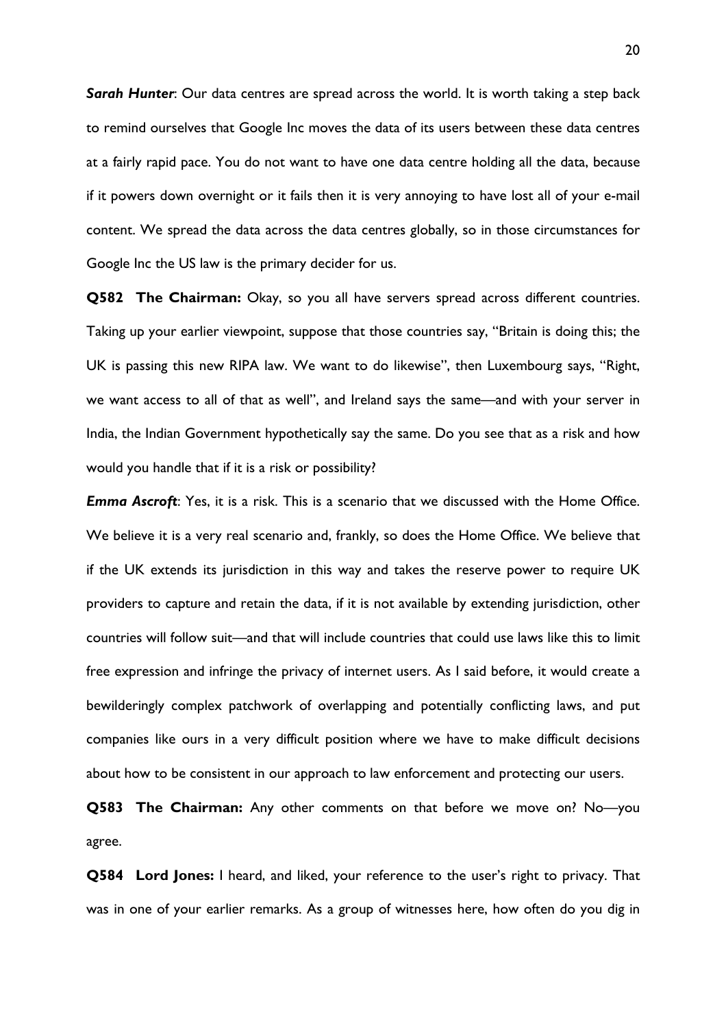***Sarah Hunter***: Our data centres are spread across the world. It is worth taking a step back to remind ourselves that Google Inc moves the data of its users between these data centres at a fairly rapid pace. You do not want to have one data centre holding all the data, because if it powers down overnight or it fails then it is very annoying to have lost all of your e-mail content. We spread the data across the data centres globally, so in those circumstances for Google Inc the US law is the primary decider for us.

**Q582 The Chairman:** Okay, so you all have servers spread across different countries. Taking up your earlier viewpoint, suppose that those countries say, "Britain is doing this; the UK is passing this new RIPA law. We want to do likewise", then Luxembourg says, "Right, we want access to all of that as well", and Ireland says the same—and with your server in India, the Indian Government hypothetically say the same. Do you see that as a risk and how would you handle that if it is a risk or possibility?

***Emma Ascroft***: Yes, it is a risk. This is a scenario that we discussed with the Home Office. We believe it is a very real scenario and, frankly, so does the Home Office. We believe that if the UK extends its jurisdiction in this way and takes the reserve power to require UK providers to capture and retain the data, if it is not available by extending jurisdiction, other countries will follow suit—and that will include countries that could use laws like this to limit free expression and infringe the privacy of internet users. As I said before, it would create a bewilderingly complex patchwork of overlapping and potentially conflicting laws, and put companies like ours in a very difficult position where we have to make difficult decisions about how to be consistent in our approach to law enforcement and protecting our users.

**Q583 The Chairman:** Any other comments on that before we move on? No—you agree.

**Q584 Lord Jones:** I heard, and liked, your reference to the user's right to privacy. That was in one of your earlier remarks. As a group of witnesses here, how often do you dig in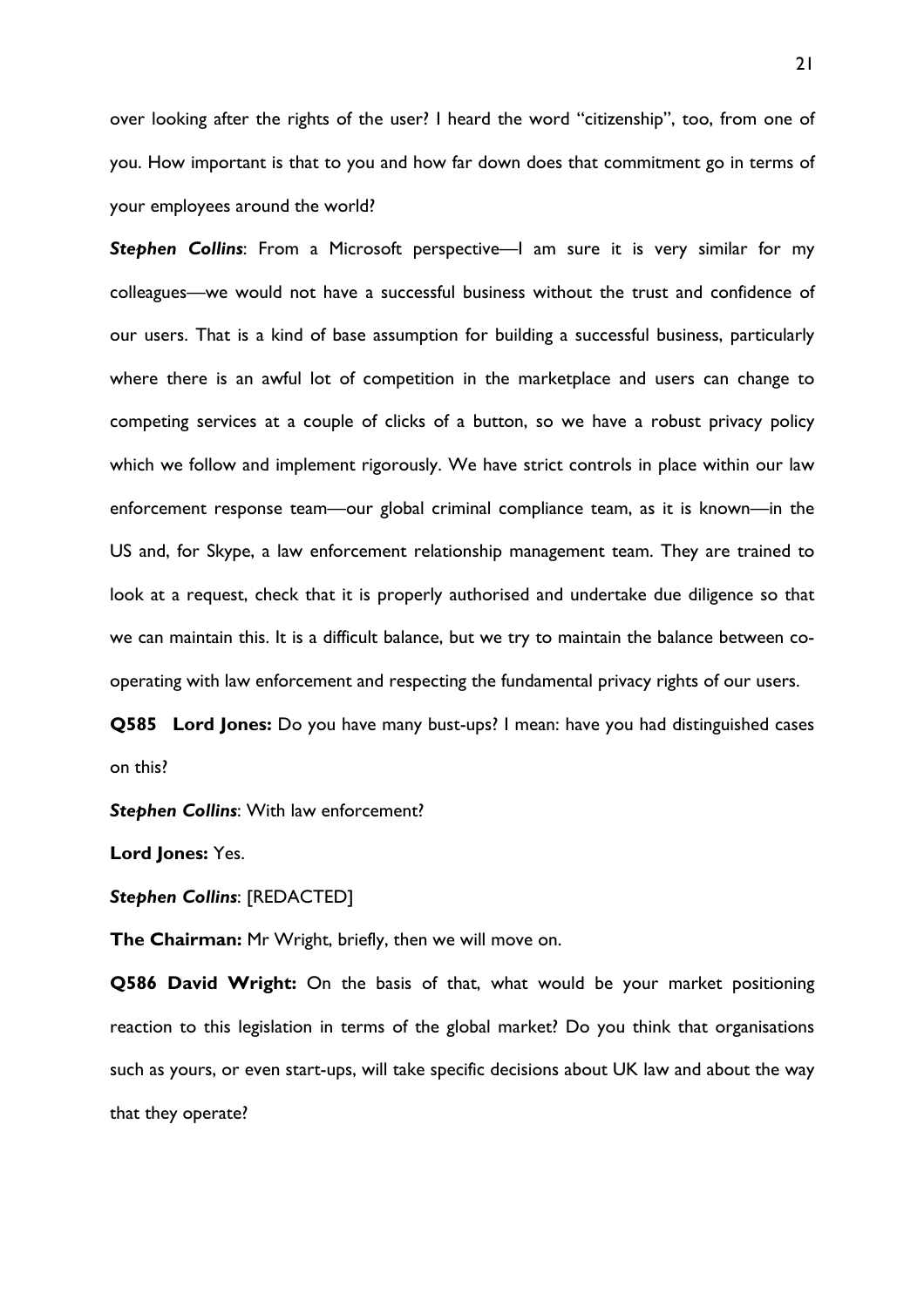over looking after the rights of the user? I heard the word "citizenship", too, from one of you. How important is that to you and how far down does that commitment go in terms of your employees around the world?

***Stephen Collins***: From a Microsoft perspective—I am sure it is very similar for my colleagues—we would not have a successful business without the trust and confidence of our users. That is a kind of base assumption for building a successful business, particularly where there is an awful lot of competition in the marketplace and users can change to competing services at a couple of clicks of a button, so we have a robust privacy policy which we follow and implement rigorously. We have strict controls in place within our law enforcement response team—our global criminal compliance team, as it is known—in the US and, for Skype, a law enforcement relationship management team. They are trained to look at a request, check that it is properly authorised and undertake due diligence so that we can maintain this. It is a difficult balance, but we try to maintain the balance between co-operating with law enforcement and respecting the fundamental privacy rights of our users.

**Q585 Lord Jones:** Do you have many bust-ups? I mean: have you had distinguished cases on this?

***Stephen Collins***: With law enforcement?

**Lord Jones:** Yes.

***Stephen Collins***: [REDACTED]

**The Chairman:** Mr Wright, briefly, then we will move on.

**Q586 David Wright:** On the basis of that, what would be your market positioning reaction to this legislation in terms of the global market? Do you think that organisations such as yours, or even start-ups, will take specific decisions about UK law and about the way that they operate?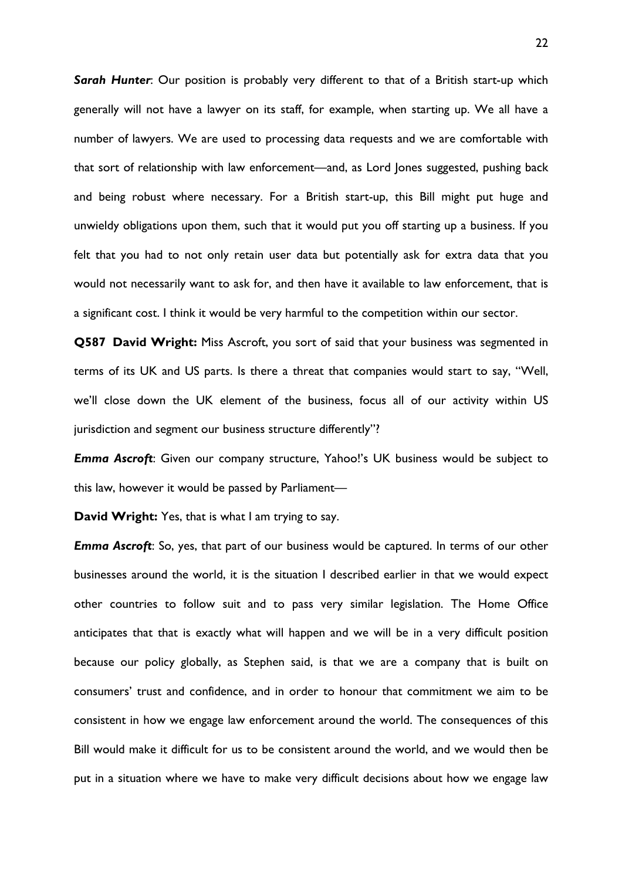***Sarah Hunter***: Our position is probably very different to that of a British start-up which generally will not have a lawyer on its staff, for example, when starting up. We all have a number of lawyers. We are used to processing data requests and we are comfortable with that sort of relationship with law enforcement—and, as Lord Jones suggested, pushing back and being robust where necessary. For a British start-up, this Bill might put huge and unwieldy obligations upon them, such that it would put you off starting up a business. If you felt that you had to not only retain user data but potentially ask for extra data that you would not necessarily want to ask for, and then have it available to law enforcement, that is a significant cost. I think it would be very harmful to the competition within our sector.

**Q587 David Wright:** Miss Ascroft, you sort of said that your business was segmented in terms of its UK and US parts. Is there a threat that companies would start to say, "Well, we'll close down the UK element of the business, focus all of our activity within US jurisdiction and segment our business structure differently"?

***Emma Ascroft***: Given our company structure, Yahoo!'s UK business would be subject to this law, however it would be passed by Parliament—

**David Wright:** Yes, that is what I am trying to say.

***Emma Ascroft***: So, yes, that part of our business would be captured. In terms of our other businesses around the world, it is the situation I described earlier in that we would expect other countries to follow suit and to pass very similar legislation. The Home Office anticipates that that is exactly what will happen and we will be in a very difficult position because our policy globally, as Stephen said, is that we are a company that is built on consumers' trust and confidence, and in order to honour that commitment we aim to be consistent in how we engage law enforcement around the world. The consequences of this Bill would make it difficult for us to be consistent around the world, and we would then be put in a situation where we have to make very difficult decisions about how we engage law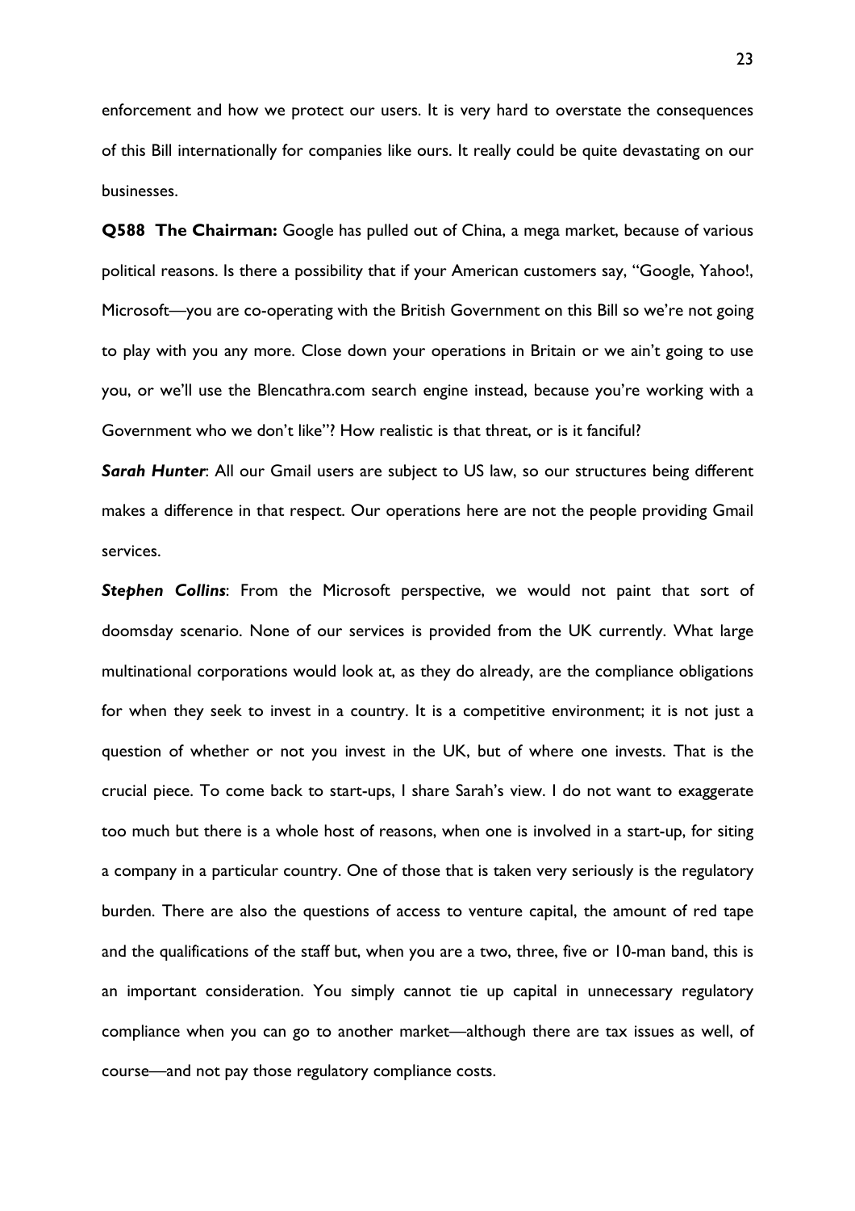enforcement and how we protect our users. It is very hard to overstate the consequences of this Bill internationally for companies like ours. It really could be quite devastating on our businesses.

**Q588 The Chairman:** Google has pulled out of China, a mega market, because of various political reasons. Is there a possibility that if your American customers say, "Google, Yahoo!, Microsoft—you are co-operating with the British Government on this Bill so we're not going to play with you any more. Close down your operations in Britain or we ain't going to use you, or we'll use the Blencathra.com search engine instead, because you're working with a Government who we don't like"? How realistic is that threat, or is it fanciful?

***Sarah Hunter***: All our Gmail users are subject to US law, so our structures being different makes a difference in that respect. Our operations here are not the people providing Gmail services.

***Stephen Collins***: From the Microsoft perspective, we would not paint that sort of doomsday scenario. None of our services is provided from the UK currently. What large multinational corporations would look at, as they do already, are the compliance obligations for when they seek to invest in a country. It is a competitive environment; it is not just a question of whether or not you invest in the UK, but of where one invests. That is the crucial piece. To come back to start-ups, I share Sarah's view. I do not want to exaggerate too much but there is a whole host of reasons, when one is involved in a start-up, for siting a company in a particular country. One of those that is taken very seriously is the regulatory burden. There are also the questions of access to venture capital, the amount of red tape and the qualifications of the staff but, when you are a two, three, five or 10-man band, this is an important consideration. You simply cannot tie up capital in unnecessary regulatory compliance when you can go to another market—although there are tax issues as well, of course—and not pay those regulatory compliance costs.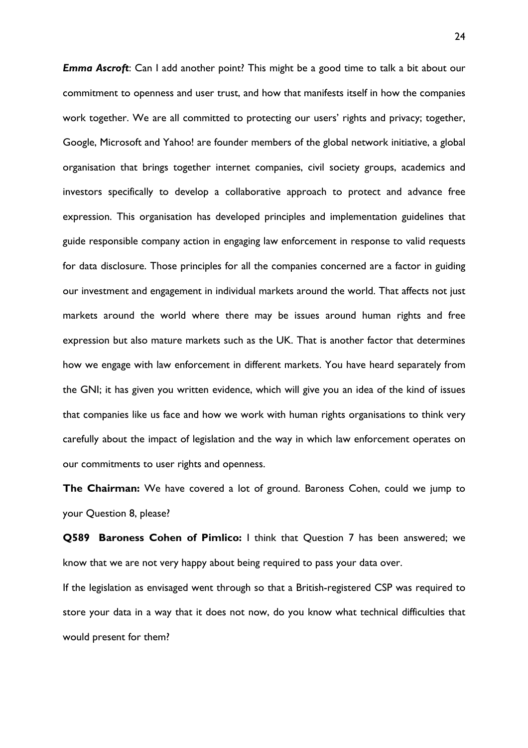***Emma Ascroft***: Can I add another point? This might be a good time to talk a bit about our commitment to openness and user trust, and how that manifests itself in how the companies work together. We are all committed to protecting our users' rights and privacy; together, Google, Microsoft and Yahoo! are founder members of the global network initiative, a global organisation that brings together internet companies, civil society groups, academics and investors specifically to develop a collaborative approach to protect and advance free expression. This organisation has developed principles and implementation guidelines that guide responsible company action in engaging law enforcement in response to valid requests for data disclosure. Those principles for all the companies concerned are a factor in guiding our investment and engagement in individual markets around the world. That affects not just markets around the world where there may be issues around human rights and free expression but also mature markets such as the UK. That is another factor that determines how we engage with law enforcement in different markets. You have heard separately from the GNI; it has given you written evidence, which will give you an idea of the kind of issues that companies like us face and how we work with human rights organisations to think very carefully about the impact of legislation and the way in which law enforcement operates on our commitments to user rights and openness.

**The Chairman:** We have covered a lot of ground. Baroness Cohen, could we jump to your Question 8, please?

**Q589 Baroness Cohen of Pimlico:** I think that Question 7 has been answered; we know that we are not very happy about being required to pass your data over.

If the legislation as envisaged went through so that a British-registered CSP was required to store your data in a way that it does not now, do you know what technical difficulties that would present for them?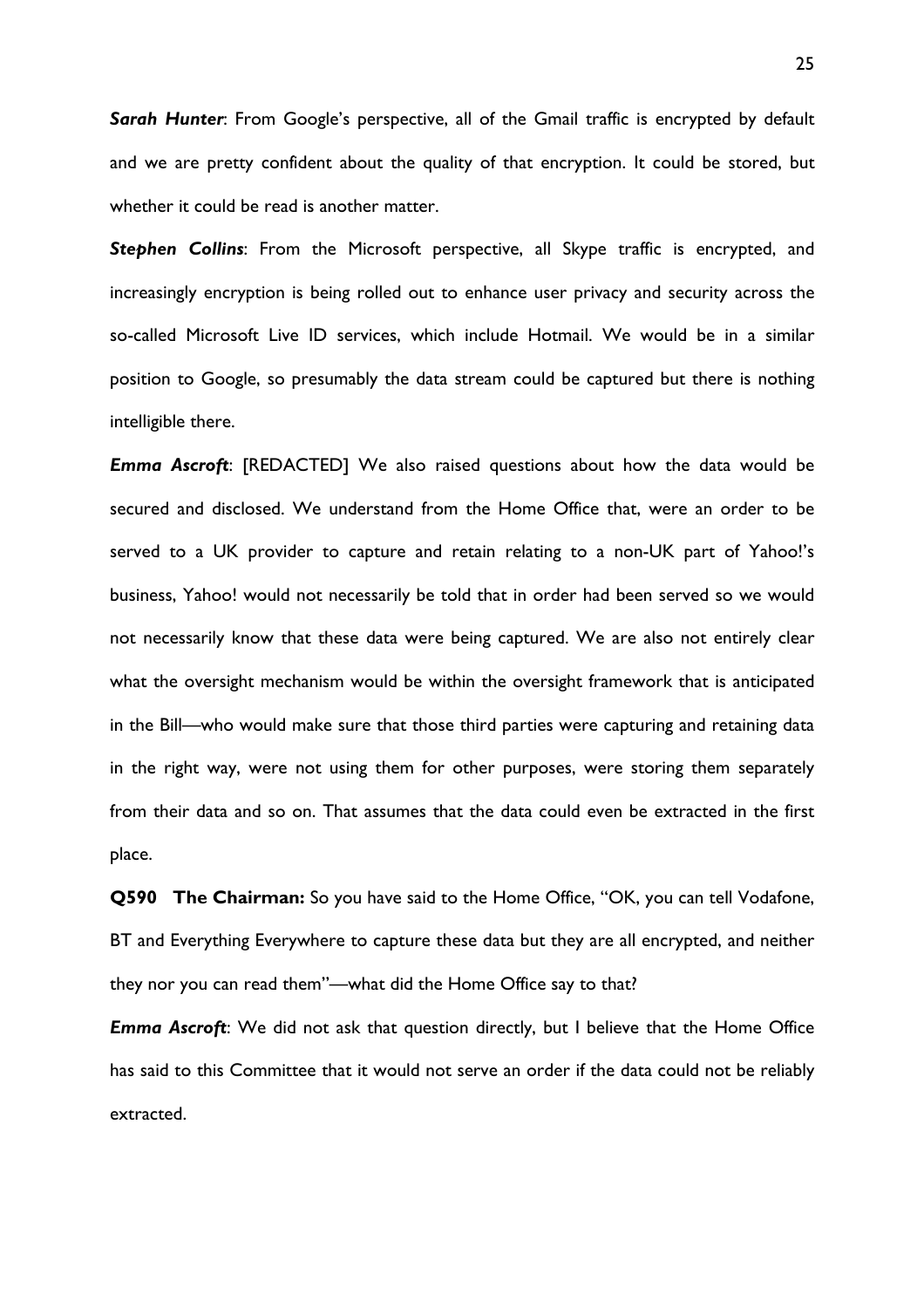***Sarah Hunter***: From Google's perspective, all of the Gmail traffic is encrypted by default and we are pretty confident about the quality of that encryption. It could be stored, but whether it could be read is another matter.

***Stephen Collins***: From the Microsoft perspective, all Skype traffic is encrypted, and increasingly encryption is being rolled out to enhance user privacy and security across the so-called Microsoft Live ID services, which include Hotmail. We would be in a similar position to Google, so presumably the data stream could be captured but there is nothing intelligible there.

***Emma Ascroft***: [REDACTED] We also raised questions about how the data would be secured and disclosed. We understand from the Home Office that, were an order to be served to a UK provider to capture and retain relating to a non-UK part of Yahoo!'s business, Yahoo! would not necessarily be told that in order had been served so we would not necessarily know that these data were being captured. We are also not entirely clear what the oversight mechanism would be within the oversight framework that is anticipated in the Bill—who would make sure that those third parties were capturing and retaining data in the right way, were not using them for other purposes, were storing them separately from their data and so on. That assumes that the data could even be extracted in the first place.

**Q590 The Chairman:** So you have said to the Home Office, "OK, you can tell Vodafone, BT and Everything Everywhere to capture these data but they are all encrypted, and neither they nor you can read them"—what did the Home Office say to that?

***Emma Ascroft***: We did not ask that question directly, but I believe that the Home Office has said to this Committee that it would not serve an order if the data could not be reliably extracted.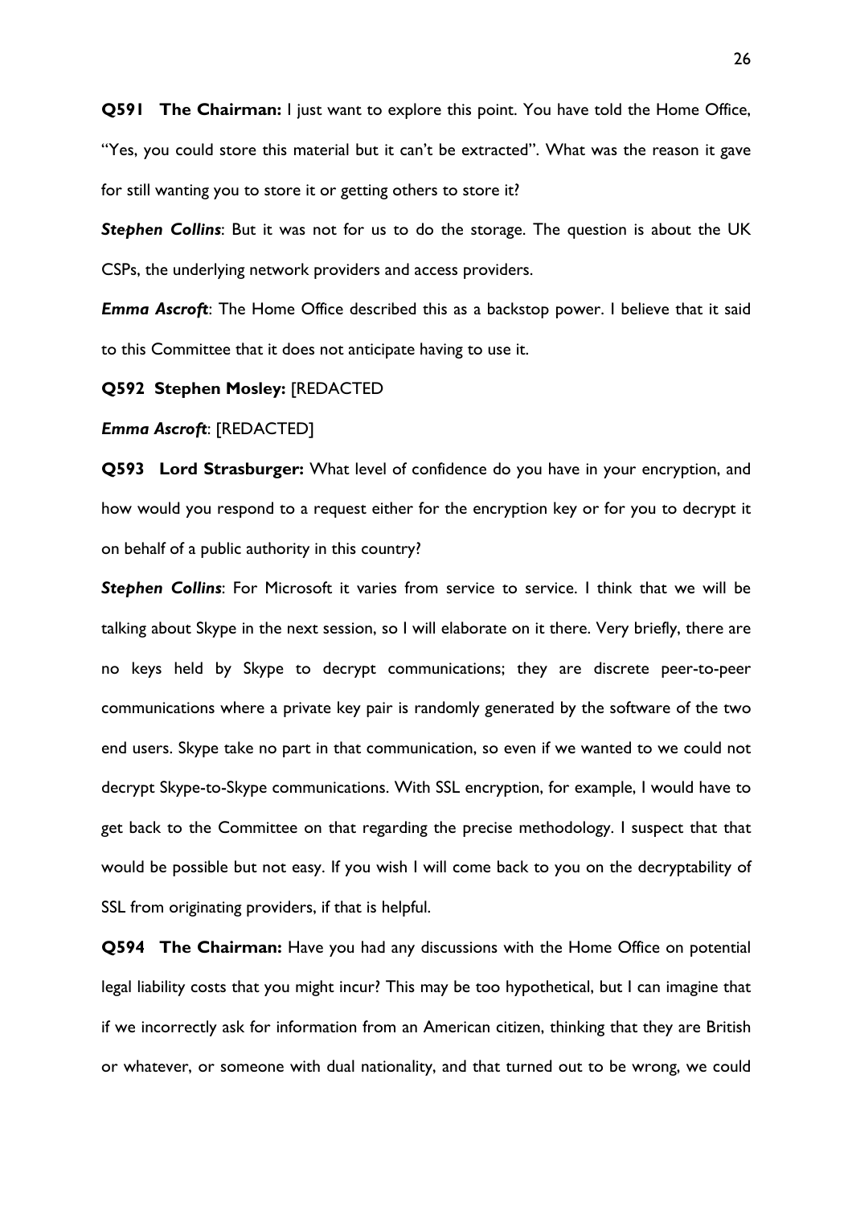**Q591 The Chairman:** I just want to explore this point. You have told the Home Office, "Yes, you could store this material but it can't be extracted". What was the reason it gave for still wanting you to store it or getting others to store it?

***Stephen Collins***: But it was not for us to do the storage. The question is about the UK CSPs, the underlying network providers and access providers.

***Emma Ascroft***: The Home Office described this as a backstop power. I believe that it said to this Committee that it does not anticipate having to use it.

**Q592 Stephen Mosley:** [REDACTED

***Emma Ascroft***: [REDACTED]

**Q593 Lord Strasburger:** What level of confidence do you have in your encryption, and how would you respond to a request either for the encryption key or for you to decrypt it on behalf of a public authority in this country?

***Stephen Collins***: For Microsoft it varies from service to service. I think that we will be talking about Skype in the next session, so I will elaborate on it there. Very briefly, there are no keys held by Skype to decrypt communications; they are discrete peer-to-peer communications where a private key pair is randomly generated by the software of the two end users. Skype take no part in that communication, so even if we wanted to we could not decrypt Skype-to-Skype communications. With SSL encryption, for example, I would have to get back to the Committee on that regarding the precise methodology. I suspect that that would be possible but not easy. If you wish I will come back to you on the decryptability of SSL from originating providers, if that is helpful.

**Q594 The Chairman:** Have you had any discussions with the Home Office on potential legal liability costs that you might incur? This may be too hypothetical, but I can imagine that if we incorrectly ask for information from an American citizen, thinking that they are British or whatever, or someone with dual nationality, and that turned out to be wrong, we could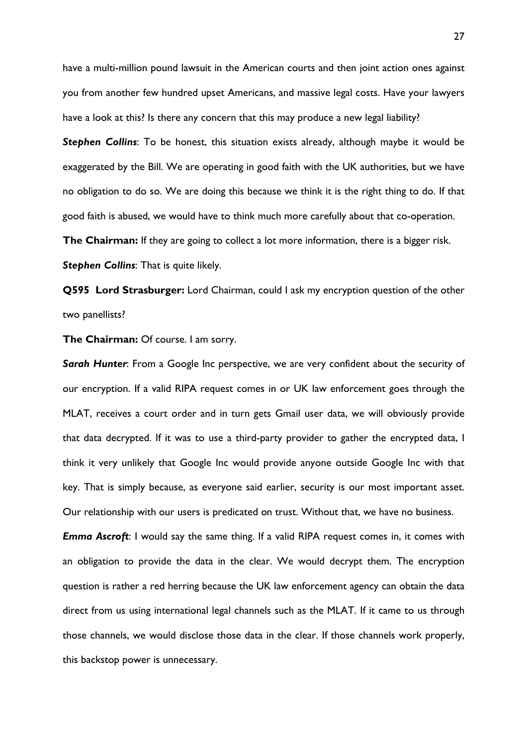have a multi-million pound lawsuit in the American courts and then joint action ones against you from another few hundred upset Americans, and massive legal costs. Have your lawyers have a look at this? Is there any concern that this may produce a new legal liability?

***Stephen Collins***: To be honest, this situation exists already, although maybe it would be exaggerated by the Bill. We are operating in good faith with the UK authorities, but we have no obligation to do so. We are doing this because we think it is the right thing to do. If that good faith is abused, we would have to think much more carefully about that co-operation.

**The Chairman:** If they are going to collect a lot more information, there is a bigger risk.

***Stephen Collins***: That is quite likely.

**Q595 Lord Strasburger:** Lord Chairman, could I ask my encryption question of the other two panellists?

**The Chairman:** Of course. I am sorry.

***Sarah Hunter***: From a Google Inc perspective, we are very confident about the security of our encryption. If a valid RIPA request comes in or UK law enforcement goes through the MLAT, receives a court order and in turn gets Gmail user data, we will obviously provide that data decrypted. If it was to use a third-party provider to gather the encrypted data, I think it very unlikely that Google Inc would provide anyone outside Google Inc with that key. That is simply because, as everyone said earlier, security is our most important asset. Our relationship with our users is predicated on trust. Without that, we have no business.

***Emma Ascroft***: I would say the same thing. If a valid RIPA request comes in, it comes with an obligation to provide the data in the clear. We would decrypt them. The encryption question is rather a red herring because the UK law enforcement agency can obtain the data direct from us using international legal channels such as the MLAT. If it came to us through those channels, we would disclose those data in the clear. If those channels work properly, this backstop power is unnecessary.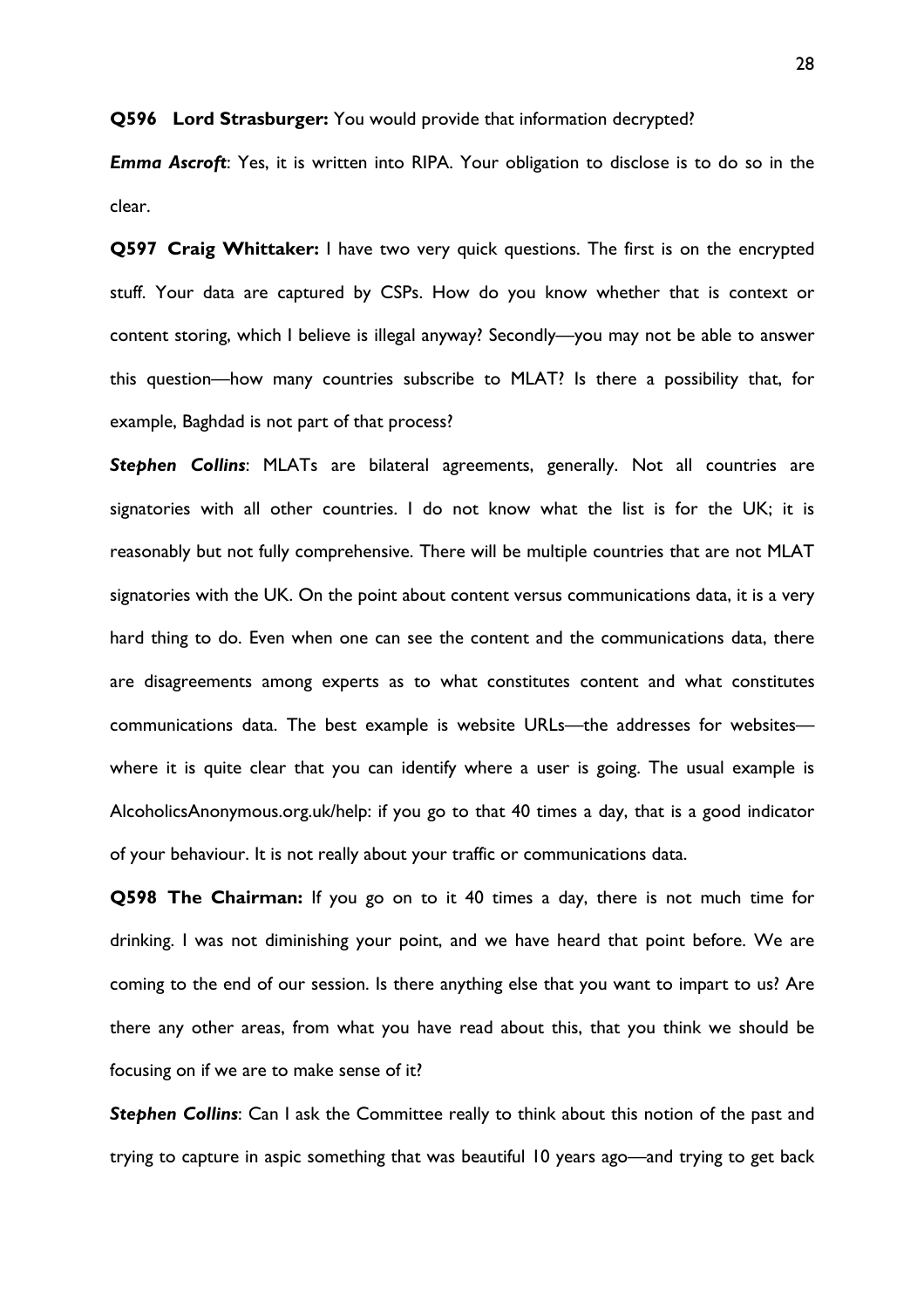**Q596 Lord Strasburger:** You would provide that information decrypted?

***Emma Ascroft***: Yes, it is written into RIPA. Your obligation to disclose is to do so in the clear.

**Q597 Craig Whittaker:** I have two very quick questions. The first is on the encrypted stuff. Your data are captured by CSPs. How do you know whether that is context or content storing, which I believe is illegal anyway? Secondly—you may not be able to answer this question—how many countries subscribe to MLAT? Is there a possibility that, for example, Baghdad is not part of that process?

***Stephen Collins***: MLATs are bilateral agreements, generally. Not all countries are signatories with all other countries. I do not know what the list is for the UK; it is reasonably but not fully comprehensive. There will be multiple countries that are not MLAT signatories with the UK. On the point about content versus communications data, it is a very hard thing to do. Even when one can see the content and the communications data, there are disagreements among experts as to what constitutes content and what constitutes communications data. The best example is website URLs—the addresses for websites—where it is quite clear that you can identify where a user is going. The usual example is AlcoholicsAnonymous.org.uk/help: if you go to that 40 times a day, that is a good indicator of your behaviour. It is not really about your traffic or communications data.

**Q598 The Chairman:** If you go on to it 40 times a day, there is not much time for drinking. I was not diminishing your point, and we have heard that point before. We are coming to the end of our session. Is there anything else that you want to impart to us? Are there any other areas, from what you have read about this, that you think we should be focusing on if we are to make sense of it?

***Stephen Collins***: Can I ask the Committee really to think about this notion of the past and trying to capture in aspic something that was beautiful 10 years ago—and trying to get back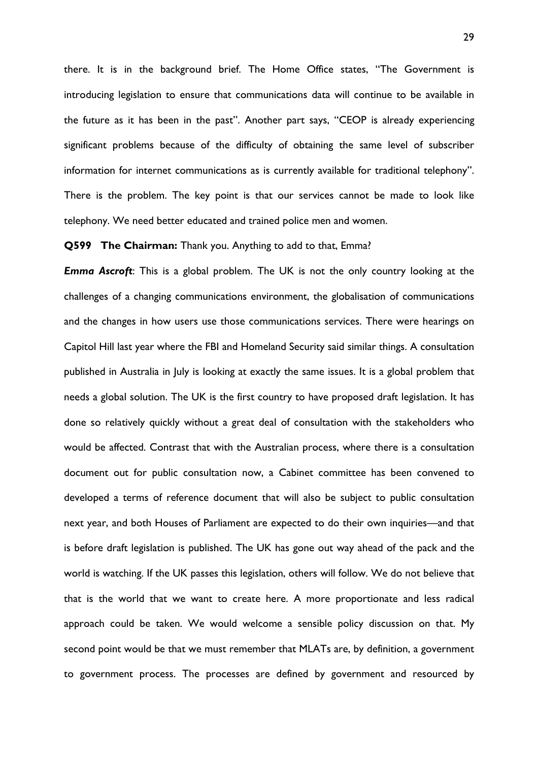there. It is in the background brief. The Home Office states, "The Government is introducing legislation to ensure that communications data will continue to be available in the future as it has been in the past". Another part says, "CEOP is already experiencing significant problems because of the difficulty of obtaining the same level of subscriber information for internet communications as is currently available for traditional telephony". There is the problem. The key point is that our services cannot be made to look like telephony. We need better educated and trained police men and women.

**Q599 The Chairman:** Thank you. Anything to add to that, Emma?

***Emma Ascroft***: This is a global problem. The UK is not the only country looking at the challenges of a changing communications environment, the globalisation of communications and the changes in how users use those communications services. There were hearings on Capitol Hill last year where the FBI and Homeland Security said similar things. A consultation published in Australia in July is looking at exactly the same issues. It is a global problem that needs a global solution. The UK is the first country to have proposed draft legislation. It has done so relatively quickly without a great deal of consultation with the stakeholders who would be affected. Contrast that with the Australian process, where there is a consultation document out for public consultation now, a Cabinet committee has been convened to developed a terms of reference document that will also be subject to public consultation next year, and both Houses of Parliament are expected to do their own inquiries—and that is before draft legislation is published. The UK has gone out way ahead of the pack and the world is watching. If the UK passes this legislation, others will follow. We do not believe that that is the world that we want to create here. A more proportionate and less radical approach could be taken. We would welcome a sensible policy discussion on that. My second point would be that we must remember that MLATs are, by definition, a government to government process. The processes are defined by government and resourced by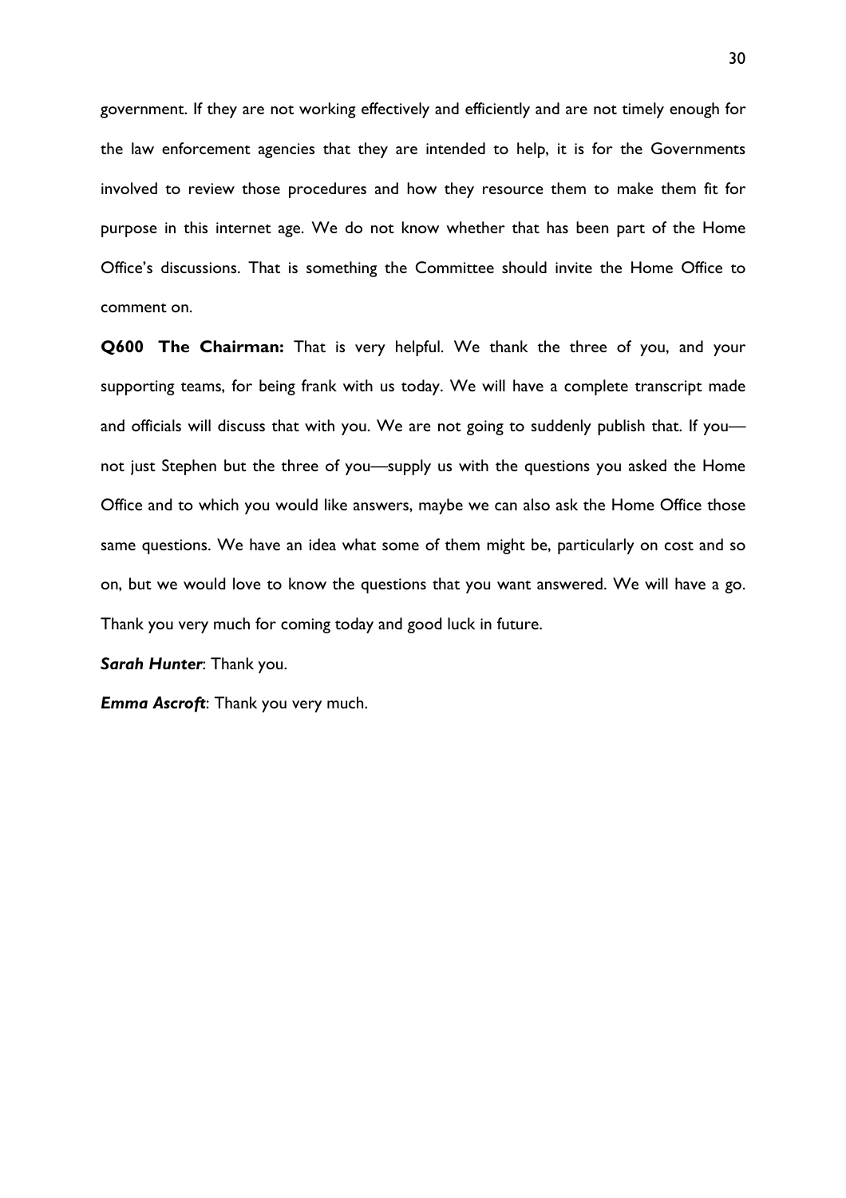government. If they are not working effectively and efficiently and are not timely enough for the law enforcement agencies that they are intended to help, it is for the Governments involved to review those procedures and how they resource them to make them fit for purpose in this internet age. We do not know whether that has been part of the Home Office's discussions. That is something the Committee should invite the Home Office to comment on.

**Q600 The Chairman:** That is very helpful. We thank the three of you, and your supporting teams, for being frank with us today. We will have a complete transcript made and officials will discuss that with you. We are not going to suddenly publish that. If you—not just Stephen but the three of you—supply us with the questions you asked the Home Office and to which you would like answers, maybe we can also ask the Home Office those same questions. We have an idea what some of them might be, particularly on cost and so on, but we would love to know the questions that you want answered. We will have a go. Thank you very much for coming today and good luck in future.

***Sarah Hunter***: Thank you.

***Emma Ascroft***: Thank you very much.